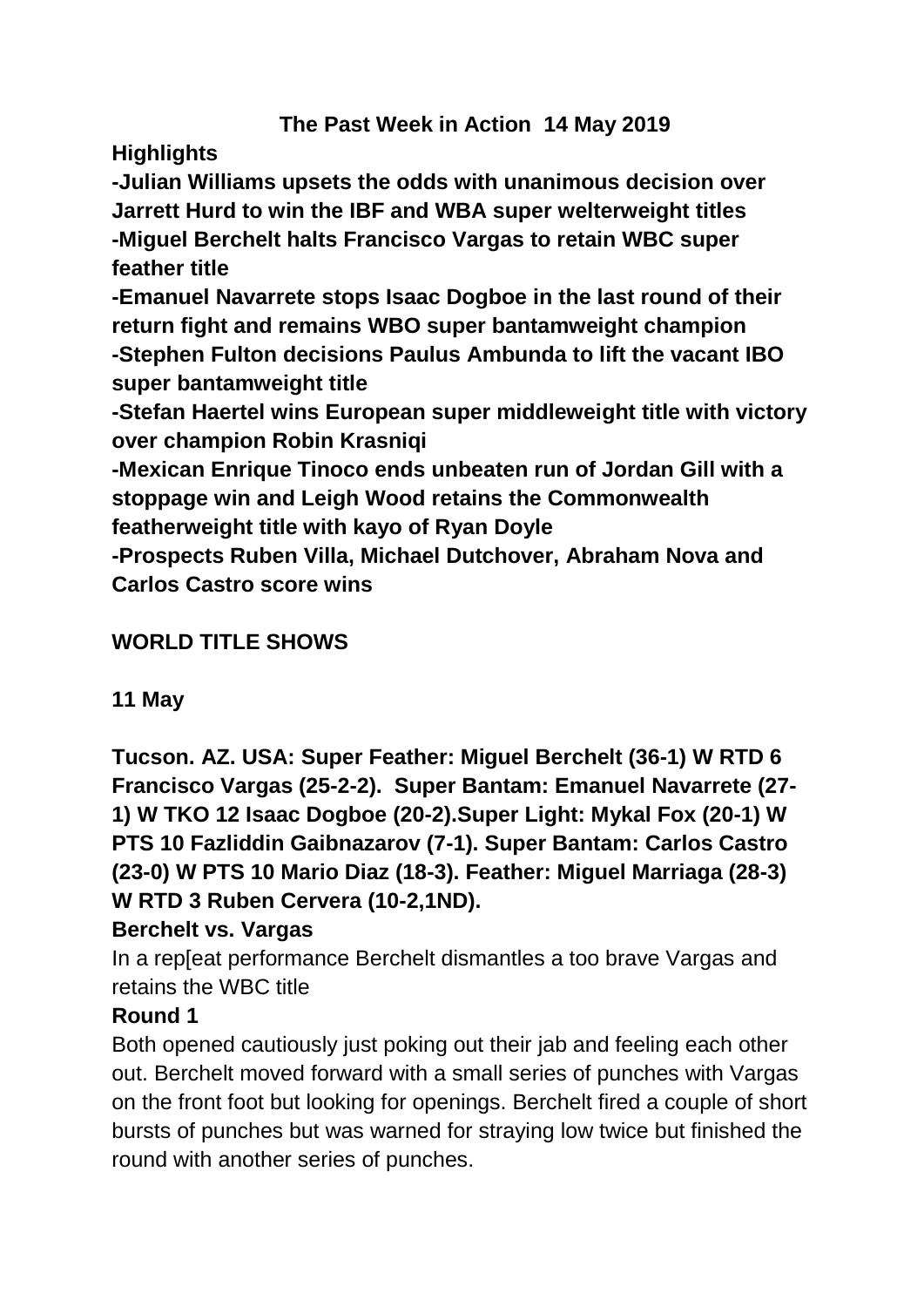# The Past Week in Action 14 May 2019

**Highlights**

**-Julian Williams upsets the odds with unanimous decision over Jarrett Hurd to win the IBF and WBA super welterweight titles**
**-Miguel Berchelt halts Francisco Vargas to retain WBC super feather title**
**-Emanuel Navarrete stops Isaac Dogboe in the last round of their return fight and remains WBO super bantamweight champion**
**-Stephen Fulton decisions Paulus Ambunda to lift the vacant IBO super bantamweight title**
**-Stefan Haertel wins European super middleweight title with victory over champion Robin Krasniqi**
**-Mexican Enrique Tinoco ends unbeaten run of Jordan Gill with a stoppage win and Leigh Wood retains the Commonwealth featherweight title with kayo of Ryan Doyle**
**-Prospects Ruben Villa, Michael Dutchover, Abraham Nova and Carlos Castro score wins**

## WORLD TITLE SHOWS

**11 May**

**Tucson. AZ. USA: Super Feather: Miguel Berchelt (36-1) W RTD 6 Francisco Vargas (25-2-2). Super Bantam: Emanuel Navarrete (27-1) W TKO 12 Isaac Dogboe (20-2).Super Light: Mykal Fox (20-1) W PTS 10 Fazliddin Gaibnazarov (7-1). Super Bantam: Carlos Castro (23-0) W PTS 10 Mario Diaz (18-3). Feather: Miguel Marriaga (28-3) W RTD 3 Ruben Cervera (10-2,1ND).**

**Berchelt vs. Vargas**

In a rep[eat performance Berchelt dismantles a too brave Vargas and retains the WBC title

**Round 1**

Both opened cautiously just poking out their jab and feeling each other out. Berchelt moved forward with a small series of punches with Vargas on the front foot but looking for openings. Berchelt fired a couple of short bursts of punches but was warned for straying low twice but finished the round with another series of punches.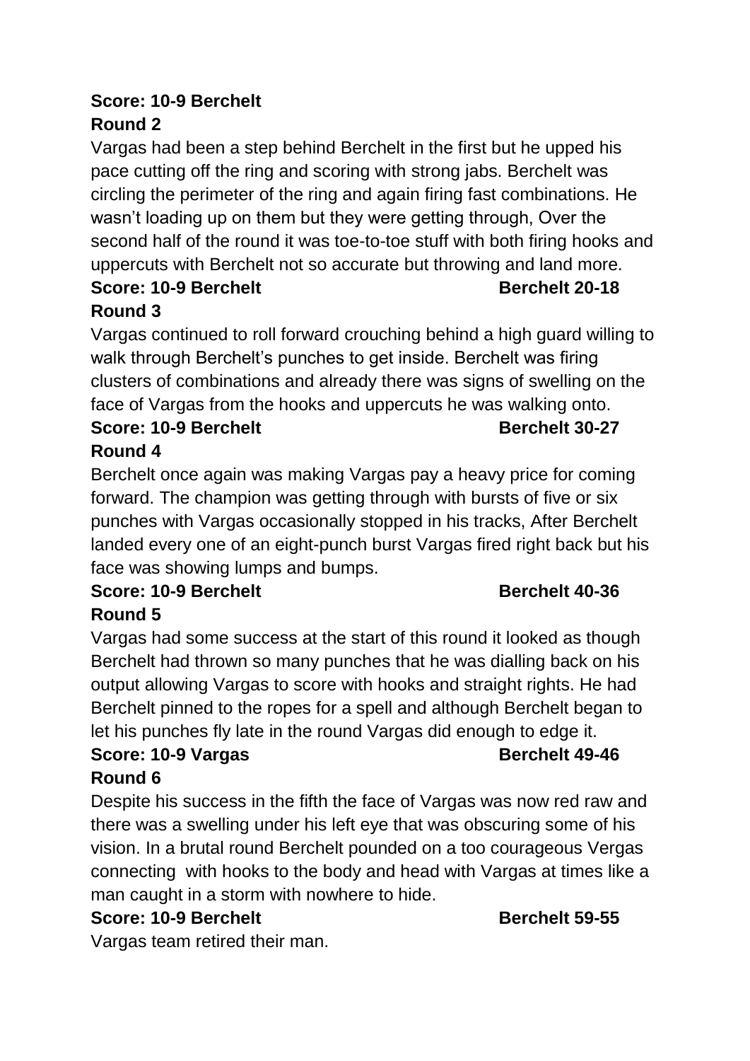**Score: 10-9 Berchelt**

**Round 2**

Vargas had been a step behind Berchelt in the first but he upped his pace cutting off the ring and scoring with strong jabs. Berchelt was circling the perimeter of the ring and again firing fast combinations. He wasn't loading up on them but they were getting through, Over the second half of the round it was toe-to-toe stuff with both firing hooks and uppercuts with Berchelt not so accurate but throwing and land more.

**Score: 10-9 Berchelt** **Berchelt 20-18**

**Round 3**

Vargas continued to roll forward crouching behind a high guard willing to walk through Berchelt's punches to get inside. Berchelt was firing clusters of combinations and already there was signs of swelling on the face of Vargas from the hooks and uppercuts he was walking onto.

**Score: 10-9 Berchelt** **Berchelt 30-27**

**Round 4**

Berchelt once again was making Vargas pay a heavy price for coming forward. The champion was getting through with bursts of five or six punches with Vargas occasionally stopped in his tracks, After Berchelt landed every one of an eight-punch burst Vargas fired right back but his face was showing lumps and bumps.

**Score: 10-9 Berchelt** **Berchelt 40-36**

**Round 5**

Vargas had some success at the start of this round it looked as though Berchelt had thrown so many punches that he was dialling back on his output allowing Vargas to score with hooks and straight rights. He had Berchelt pinned to the ropes for a spell and although Berchelt began to let his punches fly late in the round Vargas did enough to edge it.

**Score: 10-9 Vargas** **Berchelt 49-46**

**Round 6**

Despite his success in the fifth the face of Vargas was now red raw and there was a swelling under his left eye that was obscuring some of his vision. In a brutal round Berchelt pounded on a too courageous Vergas connecting with hooks to the body and head with Vargas at times like a man caught in a storm with nowhere to hide.

**Score: 10-9 Berchelt** **Berchelt 59-55**

Vargas team retired their man.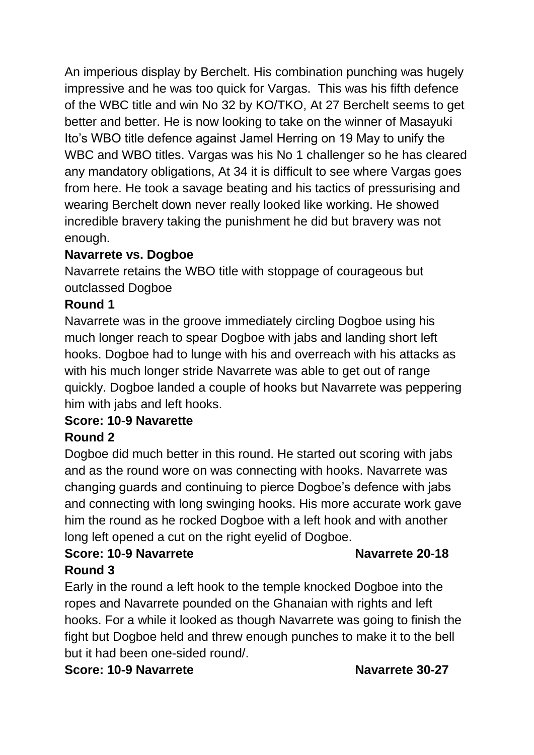An imperious display by Berchelt. His combination punching was hugely impressive and he was too quick for Vargas. This was his fifth defence of the WBC title and win No 32 by KO/TKO, At 27 Berchelt seems to get better and better. He is now looking to take on the winner of Masayuki Ito's WBO title defence against Jamel Herring on 19 May to unify the WBC and WBO titles. Vargas was his No 1 challenger so he has cleared any mandatory obligations, At 34 it is difficult to see where Vargas goes from here. He took a savage beating and his tactics of pressurising and wearing Berchelt down never really looked like working. He showed incredible bravery taking the punishment he did but bravery was not enough.

**Navarrete vs. Dogboe**

Navarrete retains the WBO title with stoppage of courageous but outclassed Dogboe

**Round 1**

Navarrete was in the groove immediately circling Dogboe using his much longer reach to spear Dogboe with jabs and landing short left hooks. Dogboe had to lunge with his and overreach with his attacks as with his much longer stride Navarrete was able to get out of range quickly. Dogboe landed a couple of hooks but Navarrete was peppering him with jabs and left hooks.

**Score: 10-9 Navarette**

**Round 2**

Dogboe did much better in this round. He started out scoring with jabs and as the round wore on was connecting with hooks. Navarrete was changing guards and continuing to pierce Dogboe's defence with jabs and connecting with long swinging hooks. His more accurate work gave him the round as he rocked Dogboe with a left hook and with another long left opened a cut on the right eyelid of Dogboe.

**Score: 10-9 Navarrete** **Navarrete 20-18**

**Round 3**

Early in the round a left hook to the temple knocked Dogboe into the ropes and Navarrete pounded on the Ghanaian with rights and left hooks. For a while it looked as though Navarrete was going to finish the fight but Dogboe held and threw enough punches to make it to the bell but it had been one-sided round/.

**Score: 10-9 Navarrete** **Navarrete 30-27**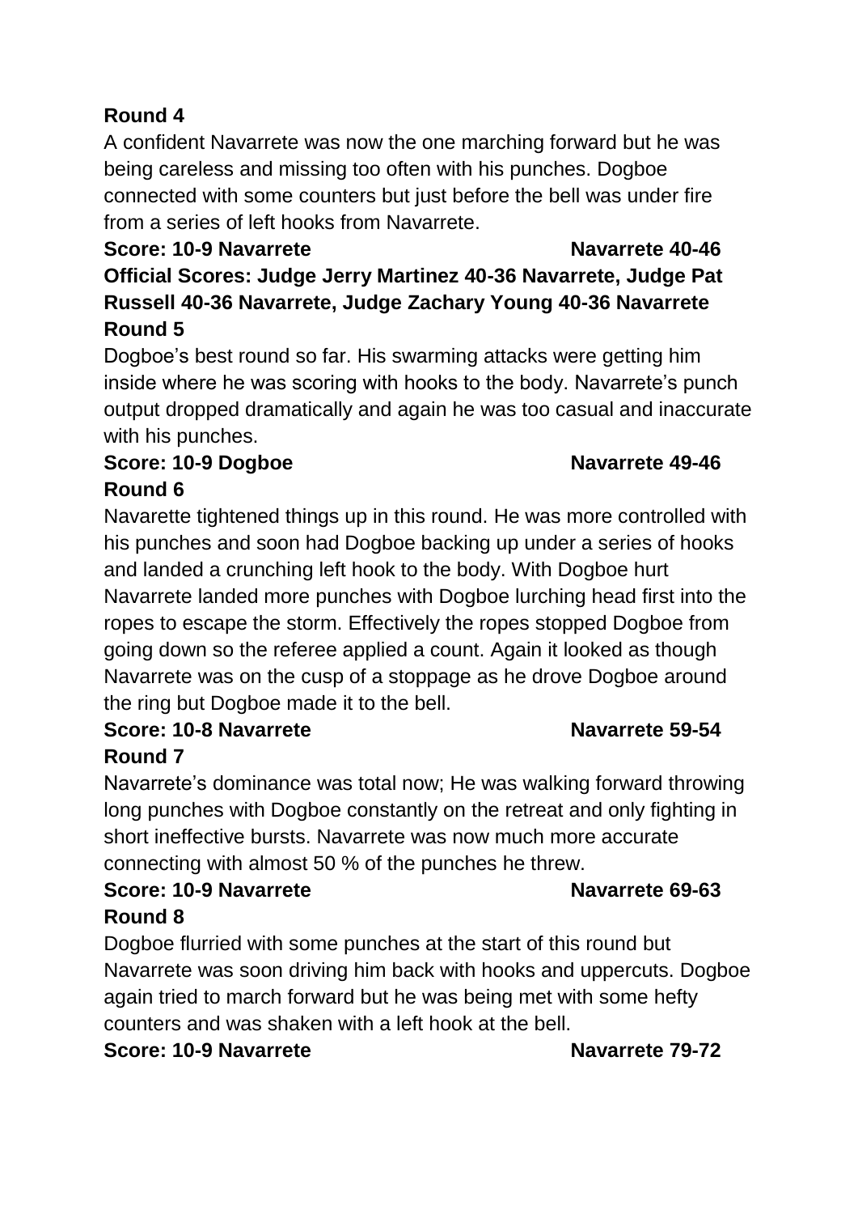**Round 4**

A confident Navarrete was now the one marching forward but he was being careless and missing too often with his punches. Dogboe connected with some counters but just before the bell was under fire from a series of left hooks from Navarrete.

**Score: 10-9 Navarrete Navarrete 40-46**

**Official Scores: Judge Jerry Martinez 40-36 Navarrete, Judge Pat Russell 40-36 Navarrete, Judge Zachary Young 40-36 Navarrete**

**Round 5**

Dogboe's best round so far. His swarming attacks were getting him inside where he was scoring with hooks to the body. Navarrete's punch output dropped dramatically and again he was too casual and inaccurate with his punches.

**Score: 10-9 Dogboe Navarrete 49-46**

**Round 6**

Navarette tightened things up in this round. He was more controlled with his punches and soon had Dogboe backing up under a series of hooks and landed a crunching left hook to the body. With Dogboe hurt Navarrete landed more punches with Dogboe lurching head first into the ropes to escape the storm. Effectively the ropes stopped Dogboe from going down so the referee applied a count. Again it looked as though Navarrete was on the cusp of a stoppage as he drove Dogboe around the ring but Dogboe made it to the bell.

**Score: 10-8 Navarrete Navarrete 59-54**

**Round 7**

Navarrete's dominance was total now; He was walking forward throwing long punches with Dogboe constantly on the retreat and only fighting in short ineffective bursts. Navarrete was now much more accurate connecting with almost 50 % of the punches he threw.

**Score: 10-9 Navarrete Navarrete 69-63**

**Round 8**

Dogboe flurried with some punches at the start of this round but Navarrete was soon driving him back with hooks and uppercuts. Dogboe again tried to march forward but he was being met with some hefty counters and was shaken with a left hook at the bell.

**Score: 10-9 Navarrete Navarrete 79-72**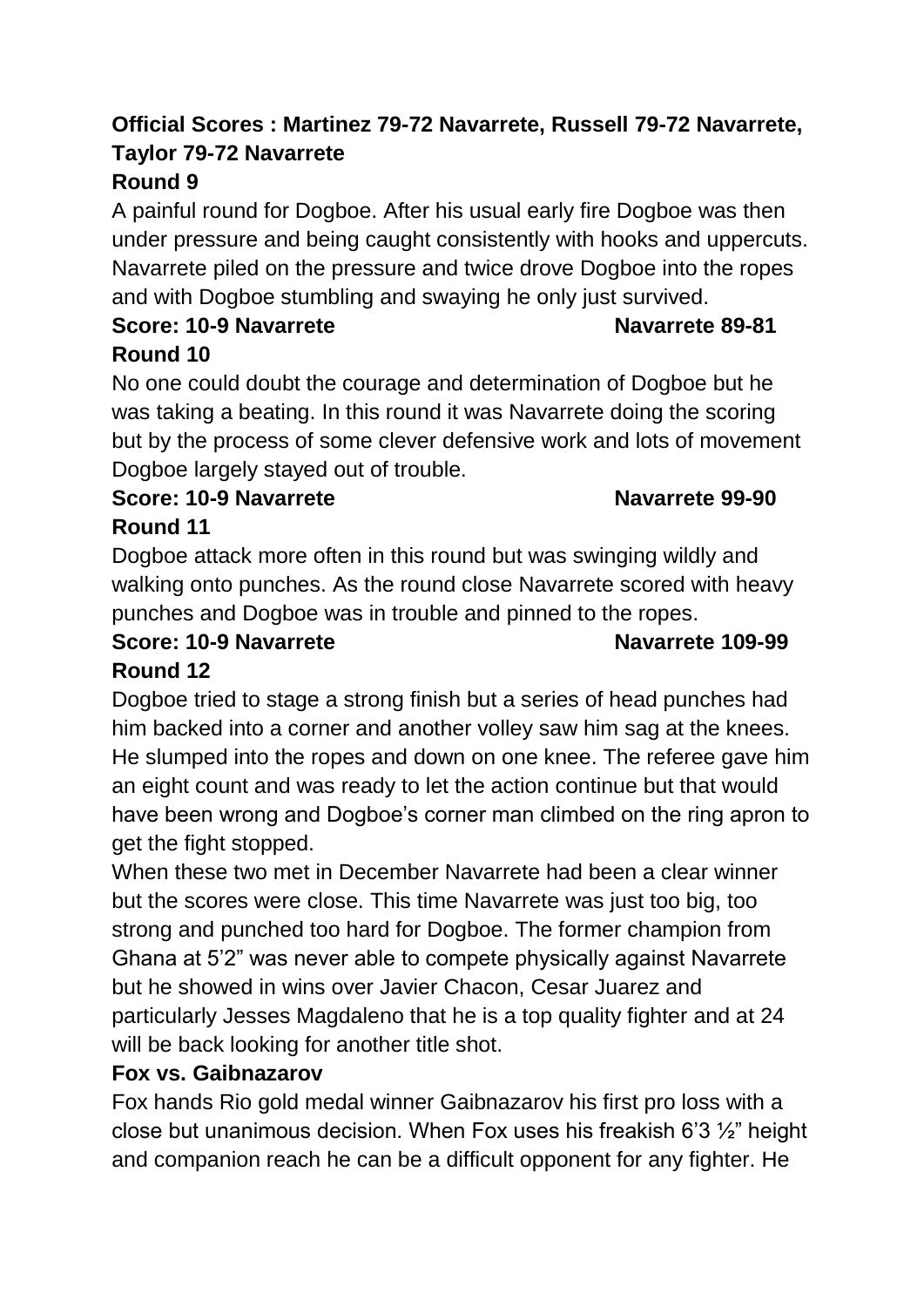**Official Scores : Martinez 79-72 Navarrete, Russell 79-72 Navarrete, Taylor 79-72 Navarrete**

**Round 9**

A painful round for Dogboe. After his usual early fire Dogboe was then under pressure and being caught consistently with hooks and uppercuts. Navarrete piled on the pressure and twice drove Dogboe into the ropes and with Dogboe stumbling and swaying he only just survived.

**Score: 10-9 Navarrete** **Navarrete 89-81**

**Round 10**

No one could doubt the courage and determination of Dogboe but he was taking a beating. In this round it was Navarrete doing the scoring but by the process of some clever defensive work and lots of movement Dogboe largely stayed out of trouble.

**Score: 10-9 Navarrete** **Navarrete 99-90**

**Round 11**

Dogboe attack more often in this round but was swinging wildly and walking onto punches. As the round close Navarrete scored with heavy punches and Dogboe was in trouble and pinned to the ropes.

**Score: 10-9 Navarrete** **Navarrete 109-99**

**Round 12**

Dogboe tried to stage a strong finish but a series of head punches had him backed into a corner and another volley saw him sag at the knees. He slumped into the ropes and down on one knee. The referee gave him an eight count and was ready to let the action continue but that would have been wrong and Dogboe's corner man climbed on the ring apron to get the fight stopped.

When these two met in December Navarrete had been a clear winner but the scores were close. This time Navarrete was just too big, too strong and punched too hard for Dogboe. The former champion from Ghana at 5'2" was never able to compete physically against Navarrete but he showed in wins over Javier Chacon, Cesar Juarez and particularly Jesses Magdaleno that he is a top quality fighter and at 24 will be back looking for another title shot.

**Fox vs. Gaibnazarov**

Fox hands Rio gold medal winner Gaibnazarov his first pro loss with a close but unanimous decision. When Fox uses his freakish 6'3 ½" height and companion reach he can be a difficult opponent for any fighter. He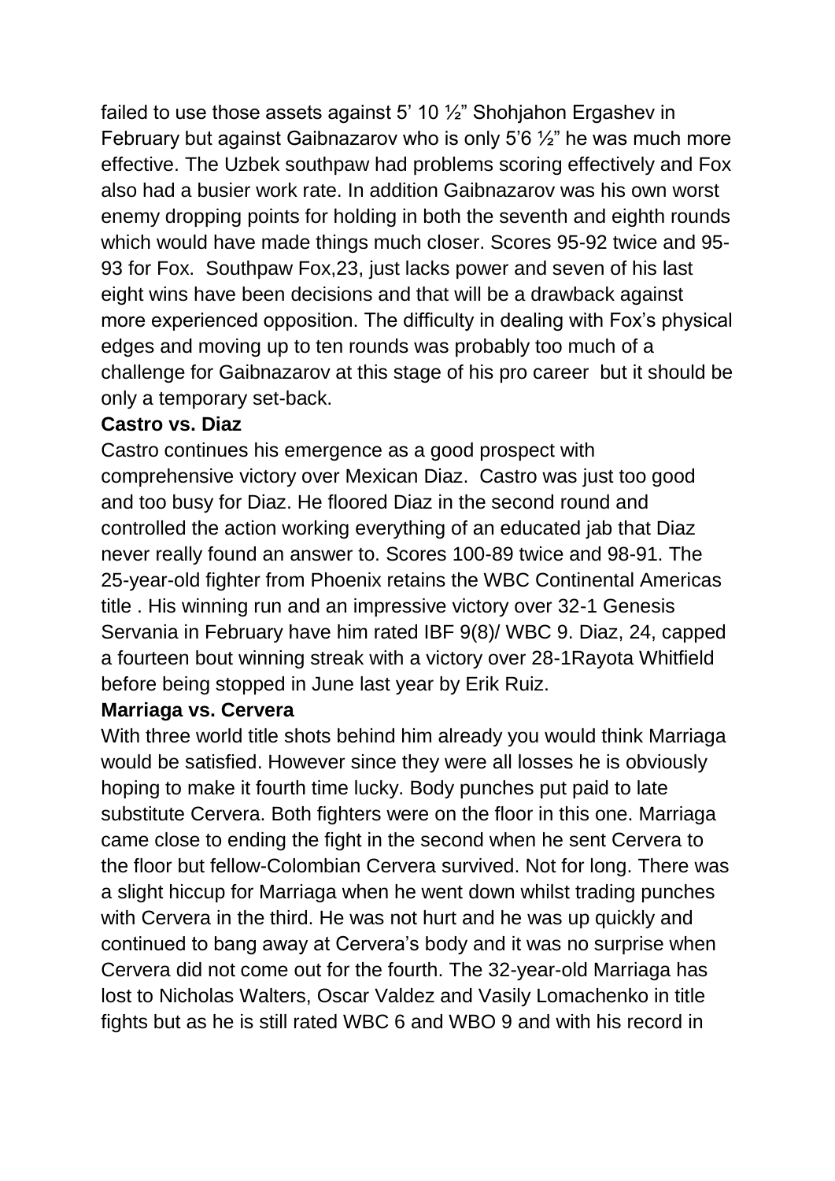failed to use those assets against 5' 10 ½" Shohjahon Ergashev in February but against Gaibnazarov who is only 5'6 ½" he was much more effective. The Uzbek southpaw had problems scoring effectively and Fox also had a busier work rate. In addition Gaibnazarov was his own worst enemy dropping points for holding in both the seventh and eighth rounds which would have made things much closer. Scores 95-92 twice and 95-93 for Fox. Southpaw Fox,23, just lacks power and seven of his last eight wins have been decisions and that will be a drawback against more experienced opposition. The difficulty in dealing with Fox's physical edges and moving up to ten rounds was probably too much of a challenge for Gaibnazarov at this stage of his pro career but it should be only a temporary set-back.

**Castro vs. Diaz**

Castro continues his emergence as a good prospect with comprehensive victory over Mexican Diaz. Castro was just too good and too busy for Diaz. He floored Diaz in the second round and controlled the action working everything of an educated jab that Diaz never really found an answer to. Scores 100-89 twice and 98-91. The 25-year-old fighter from Phoenix retains the WBC Continental Americas title . His winning run and an impressive victory over 32-1 Genesis Servania in February have him rated IBF 9(8)/ WBC 9. Diaz, 24, capped a fourteen bout winning streak with a victory over 28-1Rayota Whitfield before being stopped in June last year by Erik Ruiz.

**Marriaga vs. Cervera**

With three world title shots behind him already you would think Marriaga would be satisfied. However since they were all losses he is obviously hoping to make it fourth time lucky. Body punches put paid to late substitute Cervera. Both fighters were on the floor in this one. Marriaga came close to ending the fight in the second when he sent Cervera to the floor but fellow-Colombian Cervera survived. Not for long. There was a slight hiccup for Marriaga when he went down whilst trading punches with Cervera in the third. He was not hurt and he was up quickly and continued to bang away at Cervera's body and it was no surprise when Cervera did not come out for the fourth. The 32-year-old Marriaga has lost to Nicholas Walters, Oscar Valdez and Vasily Lomachenko in title fights but as he is still rated WBC 6 and WBO 9 and with his record in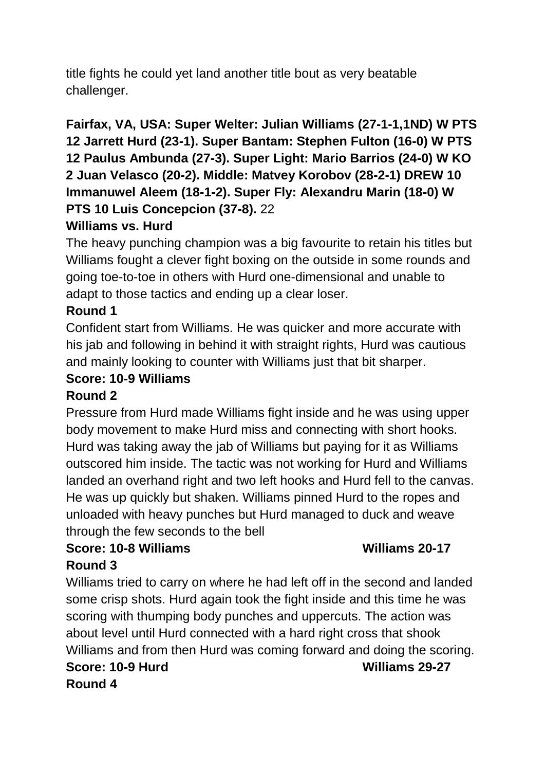title fights he could yet land another title bout as very beatable challenger.

**Fairfax, VA, USA: Super Welter: Julian Williams (27-1-1,1ND) W PTS 12 Jarrett Hurd (23-1). Super Bantam: Stephen Fulton (16-0) W PTS 12 Paulus Ambunda (27-3). Super Light: Mario Barrios (24-0) W KO 2 Juan Velasco (20-2). Middle: Matvey Korobov (28-2-1) DREW 10 Immanuwel Aleem (18-1-2). Super Fly: Alexandru Marin (18-0) W PTS 10 Luis Concepcion (37-8).** 22

**Williams vs. Hurd**

The heavy punching champion was a big favourite to retain his titles but Williams fought a clever fight boxing on the outside in some rounds and going toe-to-toe in others with Hurd one-dimensional and unable to adapt to those tactics and ending up a clear loser.

**Round 1**

Confident start from Williams. He was quicker and more accurate with his jab and following in behind it with straight rights, Hurd was cautious and mainly looking to counter with Williams just that bit sharper.

**Score: 10-9 Williams**

**Round 2**

Pressure from Hurd made Williams fight inside and he was using upper body movement to make Hurd miss and connecting with short hooks. Hurd was taking away the jab of Williams but paying for it as Williams outscored him inside. The tactic was not working for Hurd and Williams landed an overhand right and two left hooks and Hurd fell to the canvas. He was up quickly but shaken. Williams pinned Hurd to the ropes and unloaded with heavy punches but Hurd managed to duck and weave through the few seconds to the bell

**Score: 10-8 Williams** **Williams 20-17**

**Round 3**

Williams tried to carry on where he had left off in the second and landed some crisp shots. Hurd again took the fight inside and this time he was scoring with thumping body punches and uppercuts. The action was about level until Hurd connected with a hard right cross that shook Williams and from then Hurd was coming forward and doing the scoring.

**Score: 10-9 Hurd** **Williams 29-27**

**Round 4**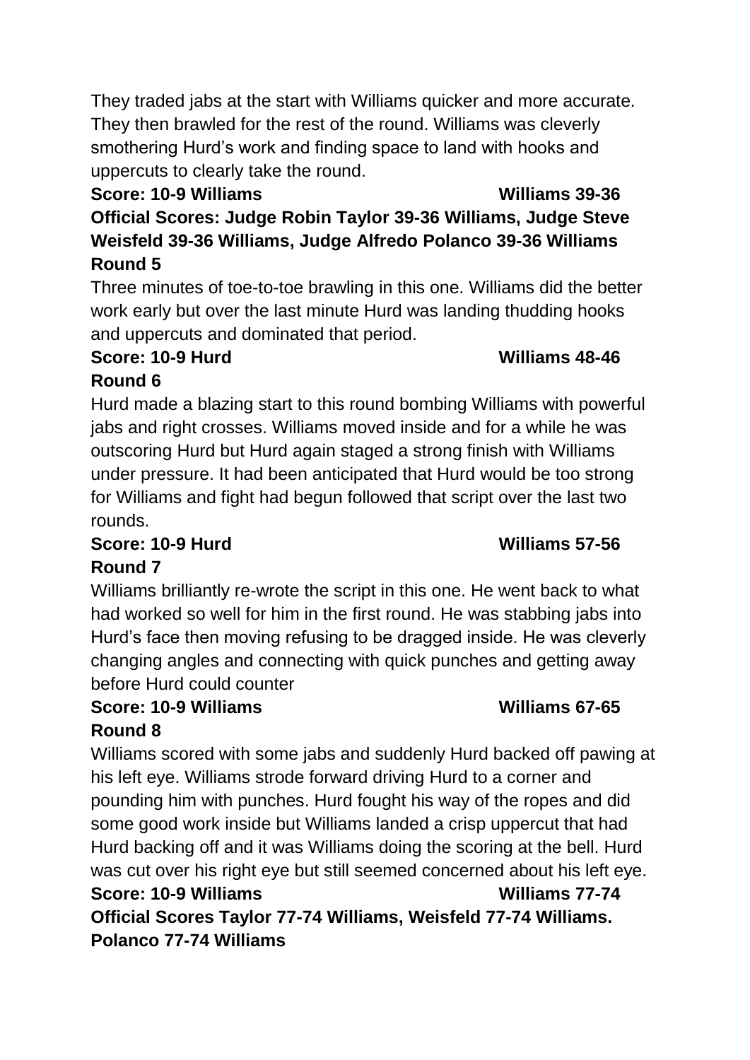They traded jabs at the start with Williams quicker and more accurate. They then brawled for the rest of the round. Williams was cleverly smothering Hurd's work and finding space to land with hooks and uppercuts to clearly take the round.

**Score: 10-9 Williams Williams 39-36**

**Official Scores: Judge Robin Taylor 39-36 Williams, Judge Steve Weisfeld 39-36 Williams, Judge Alfredo Polanco 39-36 Williams**

**Round 5**

Three minutes of toe-to-toe brawling in this one. Williams did the better work early but over the last minute Hurd was landing thudding hooks and uppercuts and dominated that period.

**Score: 10-9 Hurd Williams 48-46**

**Round 6**

Hurd made a blazing start to this round bombing Williams with powerful jabs and right crosses. Williams moved inside and for a while he was outscoring Hurd but Hurd again staged a strong finish with Williams under pressure. It had been anticipated that Hurd would be too strong for Williams and fight had begun followed that script over the last two rounds.

**Score: 10-9 Hurd Williams 57-56**

**Round 7**

Williams brilliantly re-wrote the script in this one. He went back to what had worked so well for him in the first round. He was stabbing jabs into Hurd's face then moving refusing to be dragged inside. He was cleverly changing angles and connecting with quick punches and getting away before Hurd could counter

**Score: 10-9 Williams Williams 67-65**

**Round 8**

Williams scored with some jabs and suddenly Hurd backed off pawing at his left eye. Williams strode forward driving Hurd to a corner and pounding him with punches. Hurd fought his way of the ropes and did some good work inside but Williams landed a crisp uppercut that had Hurd backing off and it was Williams doing the scoring at the bell. Hurd was cut over his right eye but still seemed concerned about his left eye.

**Score: 10-9 Williams Williams 77-74**

**Official Scores Taylor 77-74 Williams, Weisfeld 77-74 Williams. Polanco 77-74 Williams**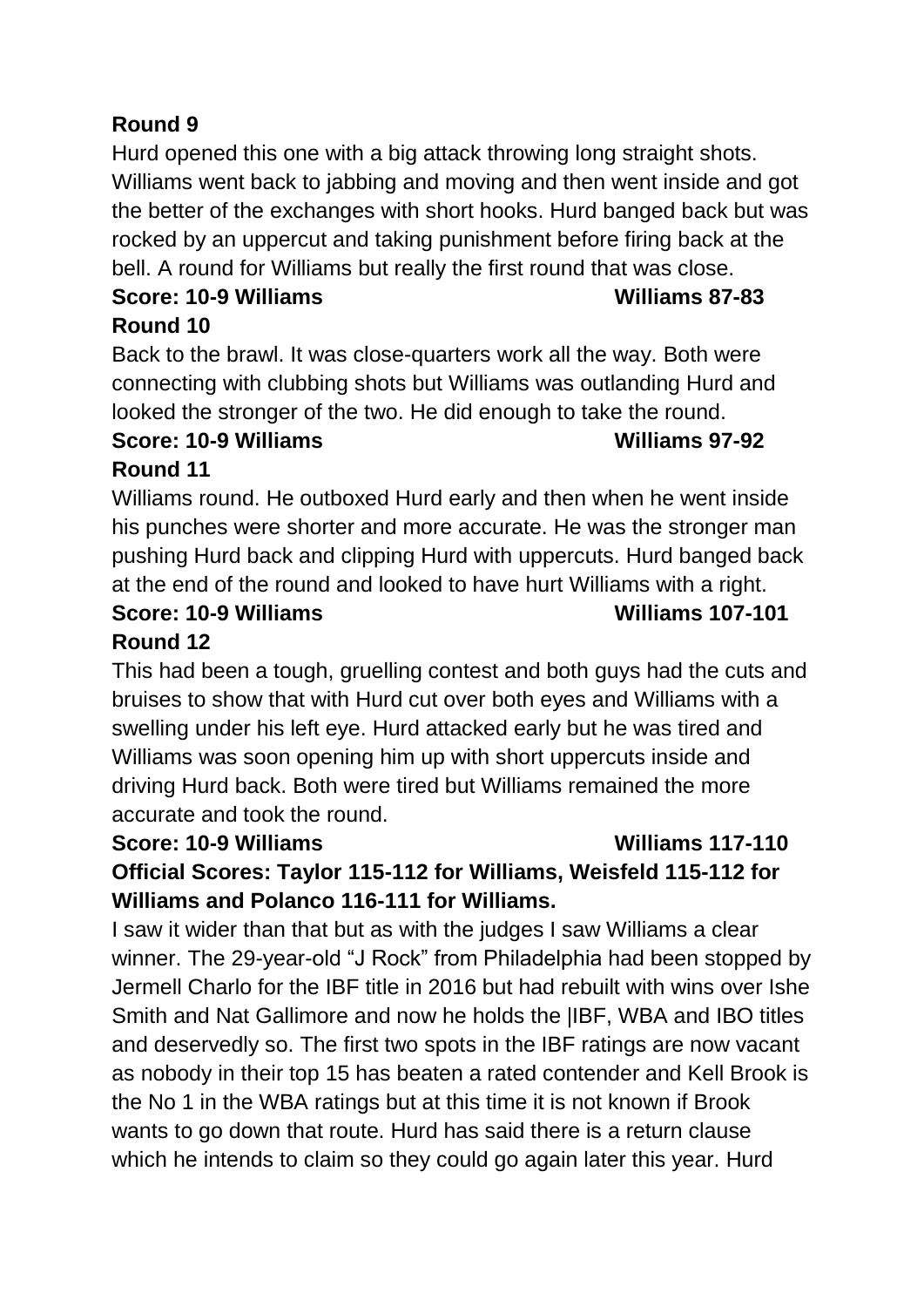**Round 9**

Hurd opened this one with a big attack throwing long straight shots. Williams went back to jabbing and moving and then went inside and got the better of the exchanges with short hooks. Hurd banged back but was rocked by an uppercut and taking punishment before firing back at the bell. A round for Williams but really the first round that was close.

**Score: 10-9 Williams Williams 87-83**

**Round 10**

Back to the brawl. It was close-quarters work all the way. Both were connecting with clubbing shots but Williams was outlanding Hurd and looked the stronger of the two. He did enough to take the round.

**Score: 10-9 Williams Williams 97-92**

**Round 11**

Williams round. He outboxed Hurd early and then when he went inside his punches were shorter and more accurate. He was the stronger man pushing Hurd back and clipping Hurd with uppercuts. Hurd banged back at the end of the round and looked to have hurt Williams with a right.

**Score: 10-9 Williams Williams 107-101**

**Round 12**

This had been a tough, gruelling contest and both guys had the cuts and bruises to show that with Hurd cut over both eyes and Williams with a swelling under his left eye. Hurd attacked early but he was tired and Williams was soon opening him up with short uppercuts inside and driving Hurd back. Both were tired but Williams remained the more accurate and took the round.

**Score: 10-9 Williams Williams 117-110**

**Official Scores: Taylor 115-112 for Williams, Weisfeld 115-112 for Williams and Polanco 116-111 for Williams.**

I saw it wider than that but as with the judges I saw Williams a clear winner. The 29-year-old "J Rock" from Philadelphia had been stopped by Jermell Charlo for the IBF title in 2016 but had rebuilt with wins over Ishe Smith and Nat Gallimore and now he holds the |IBF, WBA and IBO titles and deservedly so. The first two spots in the IBF ratings are now vacant as nobody in their top 15 has beaten a rated contender and Kell Brook is the No 1 in the WBA ratings but at this time it is not known if Brook wants to go down that route. Hurd has said there is a return clause which he intends to claim so they could go again later this year. Hurd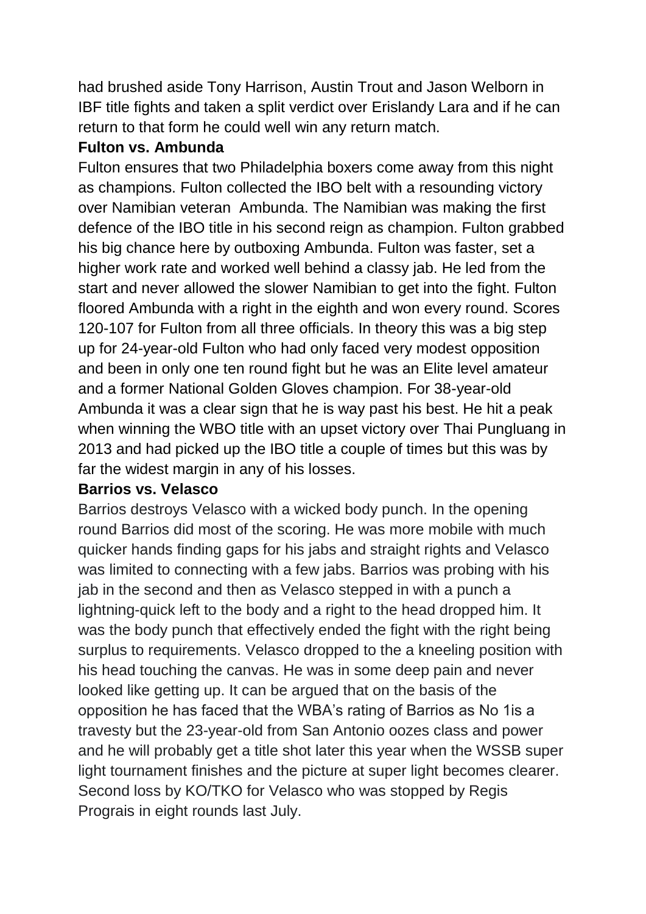had brushed aside Tony Harrison, Austin Trout and Jason Welborn in IBF title fights and taken a split verdict over Erislandy Lara and if he can return to that form he could well win any return match.

**Fulton vs. Ambunda**

Fulton ensures that two Philadelphia boxers come away from this night as champions. Fulton collected the IBO belt with a resounding victory over Namibian veteran Ambunda. The Namibian was making the first defence of the IBO title in his second reign as champion. Fulton grabbed his big chance here by outboxing Ambunda. Fulton was faster, set a higher work rate and worked well behind a classy jab. He led from the start and never allowed the slower Namibian to get into the fight. Fulton floored Ambunda with a right in the eighth and won every round. Scores 120-107 for Fulton from all three officials. In theory this was a big step up for 24-year-old Fulton who had only faced very modest opposition and been in only one ten round fight but he was an Elite level amateur and a former National Golden Gloves champion. For 38-year-old Ambunda it was a clear sign that he is way past his best. He hit a peak when winning the WBO title with an upset victory over Thai Pungluang in 2013 and had picked up the IBO title a couple of times but this was by far the widest margin in any of his losses.

**Barrios vs. Velasco**

Barrios destroys Velasco with a wicked body punch. In the opening round Barrios did most of the scoring. He was more mobile with much quicker hands finding gaps for his jabs and straight rights and Velasco was limited to connecting with a few jabs. Barrios was probing with his jab in the second and then as Velasco stepped in with a punch a lightning-quick left to the body and a right to the head dropped him. It was the body punch that effectively ended the fight with the right being surplus to requirements. Velasco dropped to the a kneeling position with his head touching the canvas. He was in some deep pain and never looked like getting up. It can be argued that on the basis of the opposition he has faced that the WBA's rating of Barrios as No 1is a travesty but the 23-year-old from San Antonio oozes class and power and he will probably get a title shot later this year when the WSSB super light tournament finishes and the picture at super light becomes clearer. Second loss by KO/TKO for Velasco who was stopped by Regis Prograis in eight rounds last July.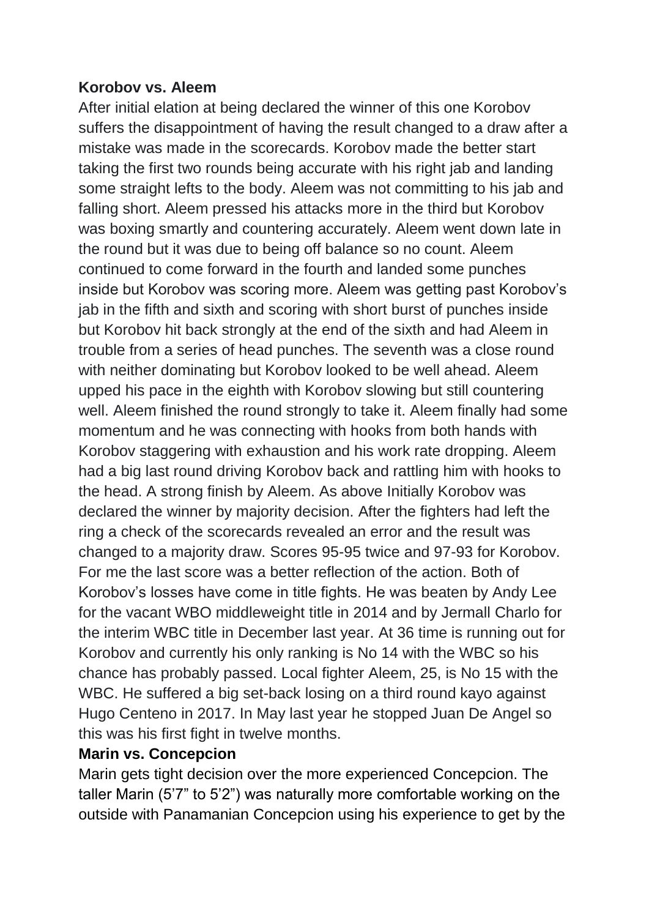**Korobov vs. Aleem**

After initial elation at being declared the winner of this one Korobov suffers the disappointment of having the result changed to a draw after a mistake was made in the scorecards. Korobov made the better start taking the first two rounds being accurate with his right jab and landing some straight lefts to the body. Aleem was not committing to his jab and falling short. Aleem pressed his attacks more in the third but Korobov was boxing smartly and countering accurately. Aleem went down late in the round but it was due to being off balance so no count. Aleem continued to come forward in the fourth and landed some punches inside but Korobov was scoring more. Aleem was getting past Korobov's jab in the fifth and sixth and scoring with short burst of punches inside but Korobov hit back strongly at the end of the sixth and had Aleem in trouble from a series of head punches. The seventh was a close round with neither dominating but Korobov looked to be well ahead. Aleem upped his pace in the eighth with Korobov slowing but still countering well. Aleem finished the round strongly to take it. Aleem finally had some momentum and he was connecting with hooks from both hands with Korobov staggering with exhaustion and his work rate dropping. Aleem had a big last round driving Korobov back and rattling him with hooks to the head. A strong finish by Aleem. As above Initially Korobov was declared the winner by majority decision. After the fighters had left the ring a check of the scorecards revealed an error and the result was changed to a majority draw. Scores 95-95 twice and 97-93 for Korobov. For me the last score was a better reflection of the action. Both of Korobov's losses have come in title fights. He was beaten by Andy Lee for the vacant WBO middleweight title in 2014 and by Jermall Charlo for the interim WBC title in December last year. At 36 time is running out for Korobov and currently his only ranking is No 14 with the WBC so his chance has probably passed. Local fighter Aleem, 25, is No 15 with the WBC. He suffered a big set-back losing on a third round kayo against Hugo Centeno in 2017. In May last year he stopped Juan De Angel so this was his first fight in twelve months.

**Marin vs. Concepcion**

Marin gets tight decision over the more experienced Concepcion. The taller Marin (5'7" to 5'2") was naturally more comfortable working on the outside with Panamanian Concepcion using his experience to get by the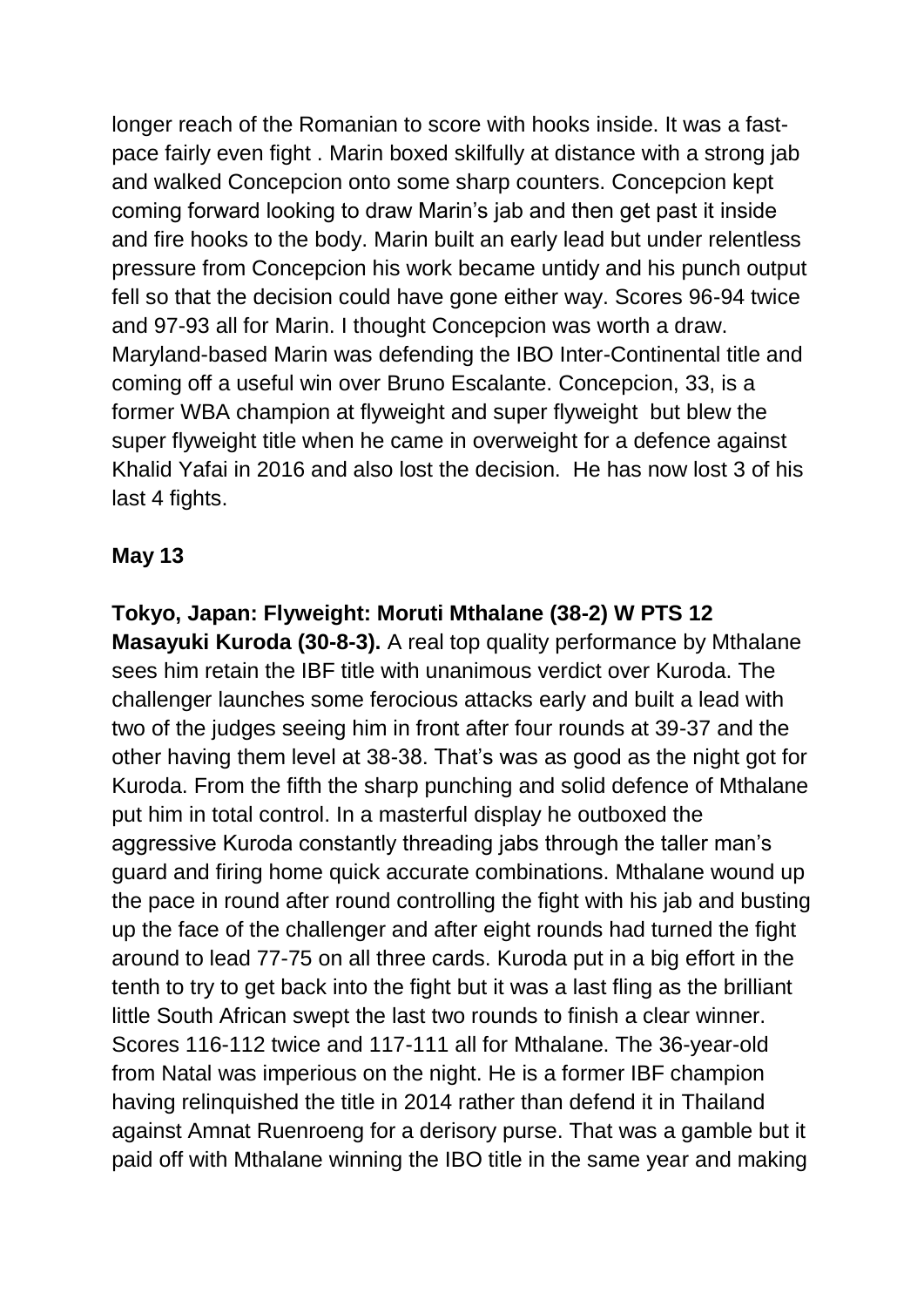longer reach of the Romanian to score with hooks inside. It was a fast-pace fairly even fight . Marin boxed skilfully at distance with a strong jab and walked Concepcion onto some sharp counters. Concepcion kept coming forward looking to draw Marin's jab and then get past it inside and fire hooks to the body. Marin built an early lead but under relentless pressure from Concepcion his work became untidy and his punch output fell so that the decision could have gone either way. Scores 96-94 twice and 97-93 all for Marin. I thought Concepcion was worth a draw. Maryland-based Marin was defending the IBO Inter-Continental title and coming off a useful win over Bruno Escalante. Concepcion, 33, is a former WBA champion at flyweight and super flyweight but blew the super flyweight title when he came in overweight for a defence against Khalid Yafai in 2016 and also lost the decision. He has now lost 3 of his last 4 fights.

**May 13**

**Tokyo, Japan: Flyweight: Moruti Mthalane (38-2) W PTS 12 Masayuki Kuroda (30-8-3).** A real top quality performance by Mthalane sees him retain the IBF title with unanimous verdict over Kuroda. The challenger launches some ferocious attacks early and built a lead with two of the judges seeing him in front after four rounds at 39-37 and the other having them level at 38-38. That's was as good as the night got for Kuroda. From the fifth the sharp punching and solid defence of Mthalane put him in total control. In a masterful display he outboxed the aggressive Kuroda constantly threading jabs through the taller man's guard and firing home quick accurate combinations. Mthalane wound up the pace in round after round controlling the fight with his jab and busting up the face of the challenger and after eight rounds had turned the fight around to lead 77-75 on all three cards. Kuroda put in a big effort in the tenth to try to get back into the fight but it was a last fling as the brilliant little South African swept the last two rounds to finish a clear winner. Scores 116-112 twice and 117-111 all for Mthalane. The 36-year-old from Natal was imperious on the night. He is a former IBF champion having relinquished the title in 2014 rather than defend it in Thailand against Amnat Ruenroeng for a derisory purse. That was a gamble but it paid off with Mthalane winning the IBO title in the same year and making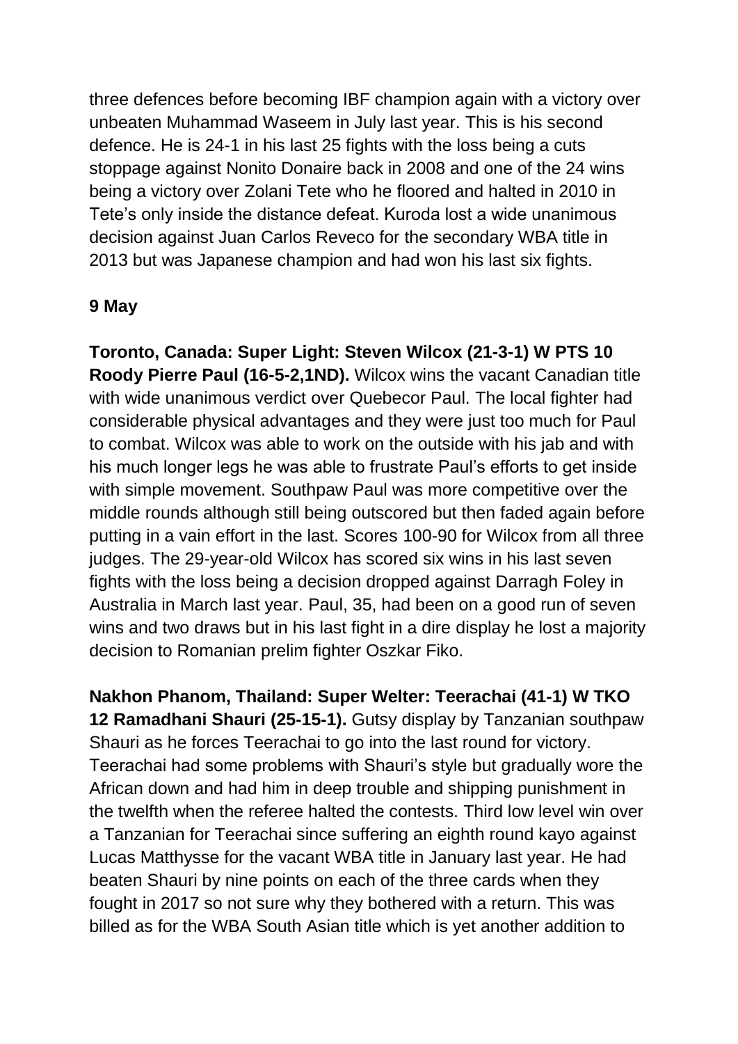three defences before becoming IBF champion again with a victory over unbeaten Muhammad Waseem in July last year. This is his second defence. He is 24-1 in his last 25 fights with the loss being a cuts stoppage against Nonito Donaire back in 2008 and one of the 24 wins being a victory over Zolani Tete who he floored and halted in 2010 in Tete's only inside the distance defeat. Kuroda lost a wide unanimous decision against Juan Carlos Reveco for the secondary WBA title in 2013 but was Japanese champion and had won his last six fights.

**9 May**

**Toronto, Canada: Super Light: Steven Wilcox (21-3-1) W PTS 10 Roody Pierre Paul (16-5-2,1ND).** Wilcox wins the vacant Canadian title with wide unanimous verdict over Quebecor Paul. The local fighter had considerable physical advantages and they were just too much for Paul to combat. Wilcox was able to work on the outside with his jab and with his much longer legs he was able to frustrate Paul's efforts to get inside with simple movement. Southpaw Paul was more competitive over the middle rounds although still being outscored but then faded again before putting in a vain effort in the last. Scores 100-90 for Wilcox from all three judges. The 29-year-old Wilcox has scored six wins in his last seven fights with the loss being a decision dropped against Darragh Foley in Australia in March last year. Paul, 35, had been on a good run of seven wins and two draws but in his last fight in a dire display he lost a majority decision to Romanian prelim fighter Oszkar Fiko.

**Nakhon Phanom, Thailand: Super Welter: Teerachai (41-1) W TKO 12 Ramadhani Shauri (25-15-1).** Gutsy display by Tanzanian southpaw Shauri as he forces Teerachai to go into the last round for victory. Teerachai had some problems with Shauri's style but gradually wore the African down and had him in deep trouble and shipping punishment in the twelfth when the referee halted the contests. Third low level win over a Tanzanian for Teerachai since suffering an eighth round kayo against Lucas Matthysse for the vacant WBA title in January last year. He had beaten Shauri by nine points on each of the three cards when they fought in 2017 so not sure why they bothered with a return. This was billed as for the WBA South Asian title which is yet another addition to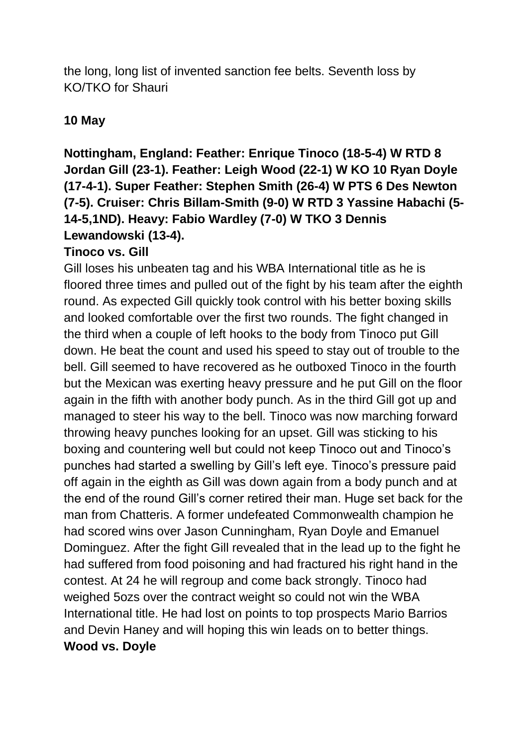the long, long list of invented sanction fee belts. Seventh loss by KO/TKO for Shauri

**10 May**

**Nottingham, England: Feather: Enrique Tinoco (18-5-4) W RTD 8 Jordan Gill (23-1). Feather: Leigh Wood (22-1) W KO 10 Ryan Doyle (17-4-1). Super Feather: Stephen Smith (26-4) W PTS 6 Des Newton (7-5). Cruiser: Chris Billam-Smith (9-0) W RTD 3 Yassine Habachi (5-14-5,1ND). Heavy: Fabio Wardley (7-0) W TKO 3 Dennis Lewandowski (13-4).**

**Tinoco vs. Gill**

Gill loses his unbeaten tag and his WBA International title as he is floored three times and pulled out of the fight by his team after the eighth round. As expected Gill quickly took control with his better boxing skills and looked comfortable over the first two rounds. The fight changed in the third when a couple of left hooks to the body from Tinoco put Gill down. He beat the count and used his speed to stay out of trouble to the bell. Gill seemed to have recovered as he outboxed Tinoco in the fourth but the Mexican was exerting heavy pressure and he put Gill on the floor again in the fifth with another body punch. As in the third Gill got up and managed to steer his way to the bell. Tinoco was now marching forward throwing heavy punches looking for an upset. Gill was sticking to his boxing and countering well but could not keep Tinoco out and Tinoco's punches had started a swelling by Gill's left eye. Tinoco's pressure paid off again in the eighth as Gill was down again from a body punch and at the end of the round Gill's corner retired their man. Huge set back for the man from Chatteris. A former undefeated Commonwealth champion he had scored wins over Jason Cunningham, Ryan Doyle and Emanuel Dominguez. After the fight Gill revealed that in the lead up to the fight he had suffered from food poisoning and had fractured his right hand in the contest. At 24 he will regroup and come back strongly. Tinoco had weighed 5ozs over the contract weight so could not win the WBA International title. He had lost on points to top prospects Mario Barrios and Devin Haney and will hoping this win leads on to better things.

**Wood vs. Doyle**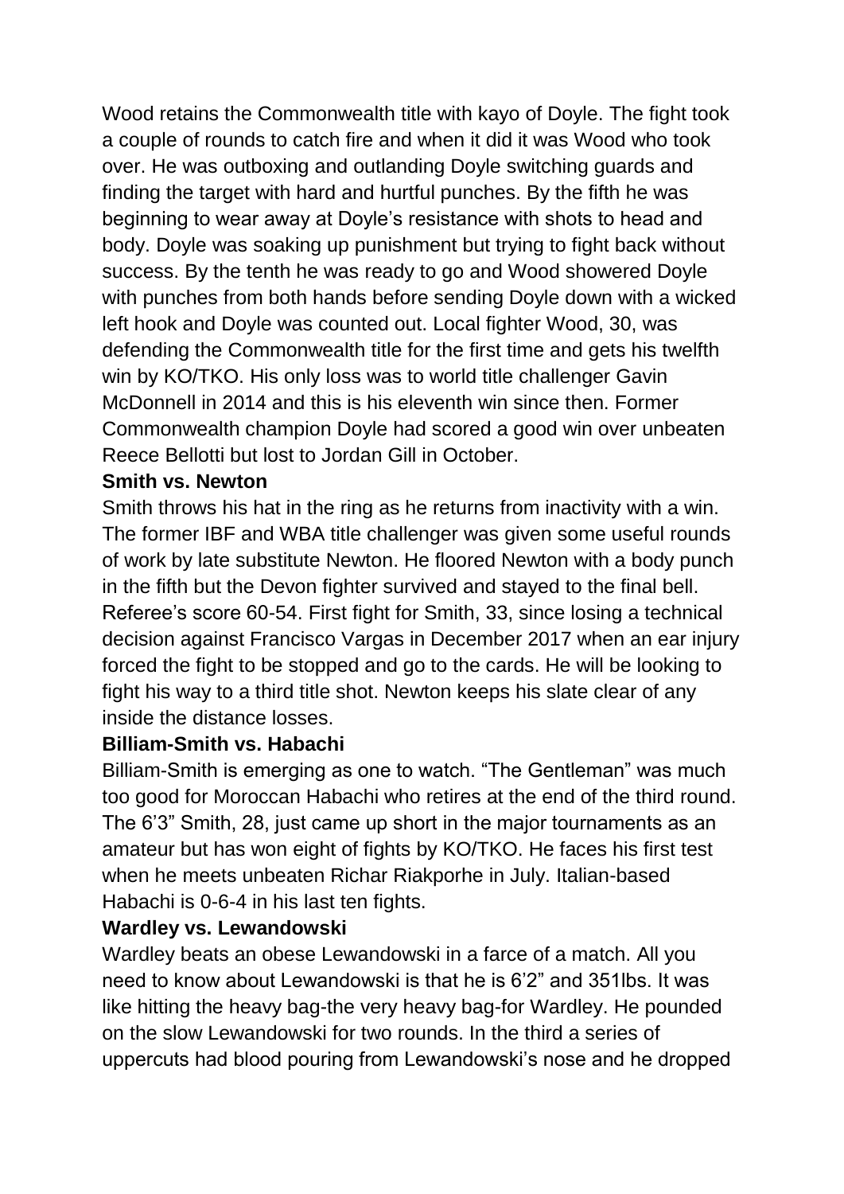Wood retains the Commonwealth title with kayo of Doyle. The fight took a couple of rounds to catch fire and when it did it was Wood who took over. He was outboxing and outlanding Doyle switching guards and finding the target with hard and hurtful punches. By the fifth he was beginning to wear away at Doyle's resistance with shots to head and body. Doyle was soaking up punishment but trying to fight back without success. By the tenth he was ready to go and Wood showered Doyle with punches from both hands before sending Doyle down with a wicked left hook and Doyle was counted out. Local fighter Wood, 30, was defending the Commonwealth title for the first time and gets his twelfth win by KO/TKO. His only loss was to world title challenger Gavin McDonnell in 2014 and this is his eleventh win since then. Former Commonwealth champion Doyle had scored a good win over unbeaten Reece Bellotti but lost to Jordan Gill in October.

**Smith vs. Newton**

Smith throws his hat in the ring as he returns from inactivity with a win. The former IBF and WBA title challenger was given some useful rounds of work by late substitute Newton. He floored Newton with a body punch in the fifth but the Devon fighter survived and stayed to the final bell. Referee's score 60-54. First fight for Smith, 33, since losing a technical decision against Francisco Vargas in December 2017 when an ear injury forced the fight to be stopped and go to the cards. He will be looking to fight his way to a third title shot. Newton keeps his slate clear of any inside the distance losses.

**Billiam-Smith vs. Habachi**

Billiam-Smith is emerging as one to watch. "The Gentleman" was much too good for Moroccan Habachi who retires at the end of the third round. The 6'3" Smith, 28, just came up short in the major tournaments as an amateur but has won eight of fights by KO/TKO. He faces his first test when he meets unbeaten Richar Riakporhe in July. Italian-based Habachi is 0-6-4 in his last ten fights.

**Wardley vs. Lewandowski**

Wardley beats an obese Lewandowski in a farce of a match. All you need to know about Lewandowski is that he is 6'2" and 351lbs. It was like hitting the heavy bag-the very heavy bag-for Wardley. He pounded on the slow Lewandowski for two rounds. In the third a series of uppercuts had blood pouring from Lewandowski's nose and he dropped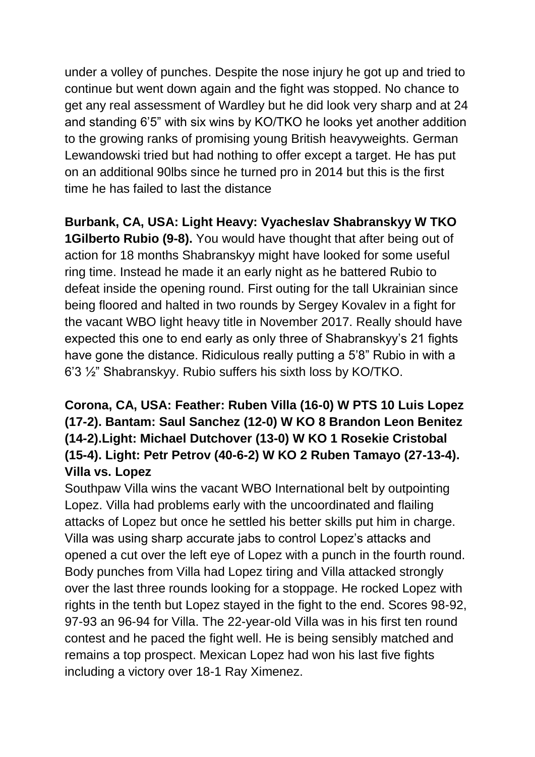under a volley of punches. Despite the nose injury he got up and tried to continue but went down again and the fight was stopped. No chance to get any real assessment of Wardley but he did look very sharp and at 24 and standing 6'5" with six wins by KO/TKO he looks yet another addition to the growing ranks of promising young British heavyweights. German Lewandowski tried but had nothing to offer except a target. He has put on an additional 90lbs since he turned pro in 2014 but this is the first time he has failed to last the distance

**Burbank, CA, USA: Light Heavy: Vyacheslav Shabranskyy W TKO 1Gilberto Rubio (9-8).** You would have thought that after being out of action for 18 months Shabranskyy might have looked for some useful ring time. Instead he made it an early night as he battered Rubio to defeat inside the opening round. First outing for the tall Ukrainian since being floored and halted in two rounds by Sergey Kovalev in a fight for the vacant WBO light heavy title in November 2017. Really should have expected this one to end early as only three of Shabranskyy's 21 fights have gone the distance. Ridiculous really putting a 5'8" Rubio in with a 6'3 ½" Shabranskyy. Rubio suffers his sixth loss by KO/TKO.

**Corona, CA, USA: Feather: Ruben Villa (16-0) W PTS 10 Luis Lopez (17-2). Bantam: Saul Sanchez (12-0) W KO 8 Brandon Leon Benitez (14-2).Light: Michael Dutchover (13-0) W KO 1 Rosekie Cristobal (15-4). Light: Petr Petrov (40-6-2) W KO 2 Ruben Tamayo (27-13-4). Villa vs. Lopez**

Southpaw Villa wins the vacant WBO International belt by outpointing Lopez. Villa had problems early with the uncoordinated and flailing attacks of Lopez but once he settled his better skills put him in charge. Villa was using sharp accurate jabs to control Lopez's attacks and opened a cut over the left eye of Lopez with a punch in the fourth round. Body punches from Villa had Lopez tiring and Villa attacked strongly over the last three rounds looking for a stoppage. He rocked Lopez with rights in the tenth but Lopez stayed in the fight to the end. Scores 98-92, 97-93 an 96-94 for Villa. The 22-year-old Villa was in his first ten round contest and he paced the fight well. He is being sensibly matched and remains a top prospect. Mexican Lopez had won his last five fights including a victory over 18-1 Ray Ximenez.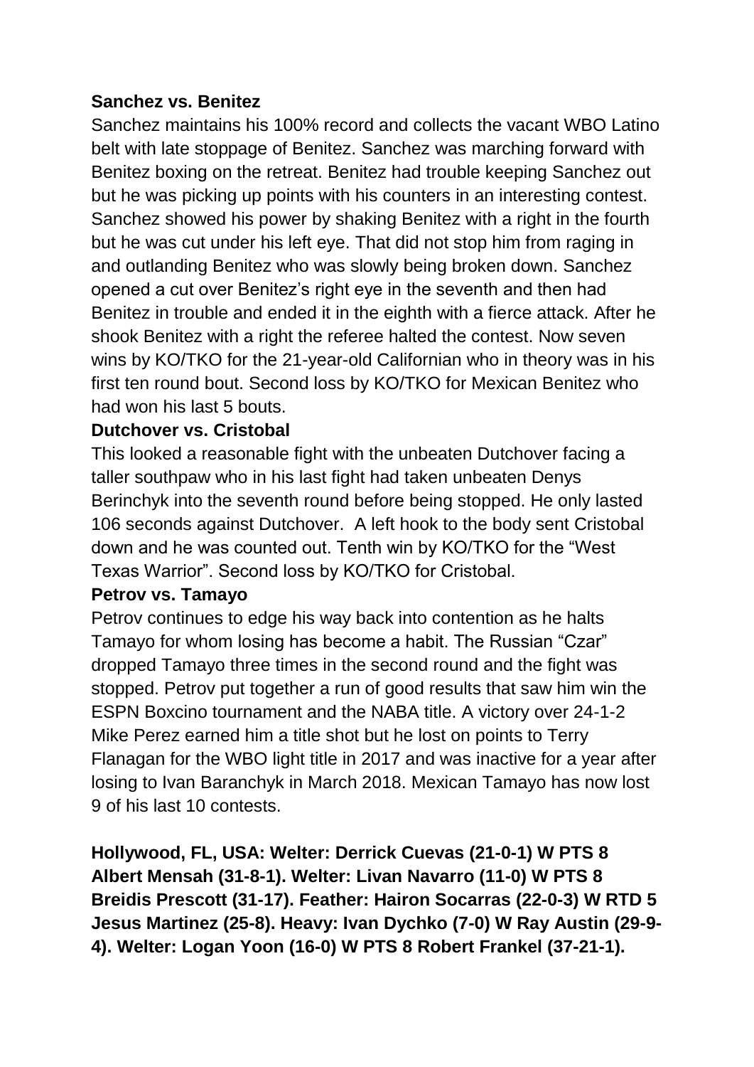**Sanchez vs. Benitez**

Sanchez maintains his 100% record and collects the vacant WBO Latino belt with late stoppage of Benitez. Sanchez was marching forward with Benitez boxing on the retreat. Benitez had trouble keeping Sanchez out but he was picking up points with his counters in an interesting contest. Sanchez showed his power by shaking Benitez with a right in the fourth but he was cut under his left eye. That did not stop him from raging in and outlanding Benitez who was slowly being broken down. Sanchez opened a cut over Benitez's right eye in the seventh and then had Benitez in trouble and ended it in the eighth with a fierce attack. After he shook Benitez with a right the referee halted the contest. Now seven wins by KO/TKO for the 21-year-old Californian who in theory was in his first ten round bout. Second loss by KO/TKO for Mexican Benitez who had won his last 5 bouts.

**Dutchover vs. Cristobal**

This looked a reasonable fight with the unbeaten Dutchover facing a taller southpaw who in his last fight had taken unbeaten Denys Berinchyk into the seventh round before being stopped. He only lasted 106 seconds against Dutchover. A left hook to the body sent Cristobal down and he was counted out. Tenth win by KO/TKO for the "West Texas Warrior". Second loss by KO/TKO for Cristobal.

**Petrov vs. Tamayo**

Petrov continues to edge his way back into contention as he halts Tamayo for whom losing has become a habit. The Russian "Czar" dropped Tamayo three times in the second round and the fight was stopped. Petrov put together a run of good results that saw him win the ESPN Boxcino tournament and the NABA title. A victory over 24-1-2 Mike Perez earned him a title shot but he lost on points to Terry Flanagan for the WBO light title in 2017 and was inactive for a year after losing to Ivan Baranchyk in March 2018. Mexican Tamayo has now lost 9 of his last 10 contests.

**Hollywood, FL, USA: Welter: Derrick Cuevas (21-0-1) W PTS 8 Albert Mensah (31-8-1). Welter: Livan Navarro (11-0) W PTS 8 Breidis Prescott (31-17). Feather: Hairon Socarras (22-0-3) W RTD 5 Jesus Martinez (25-8). Heavy: Ivan Dychko (7-0) W Ray Austin (29-9-4). Welter: Logan Yoon (16-0) W PTS 8 Robert Frankel (37-21-1).**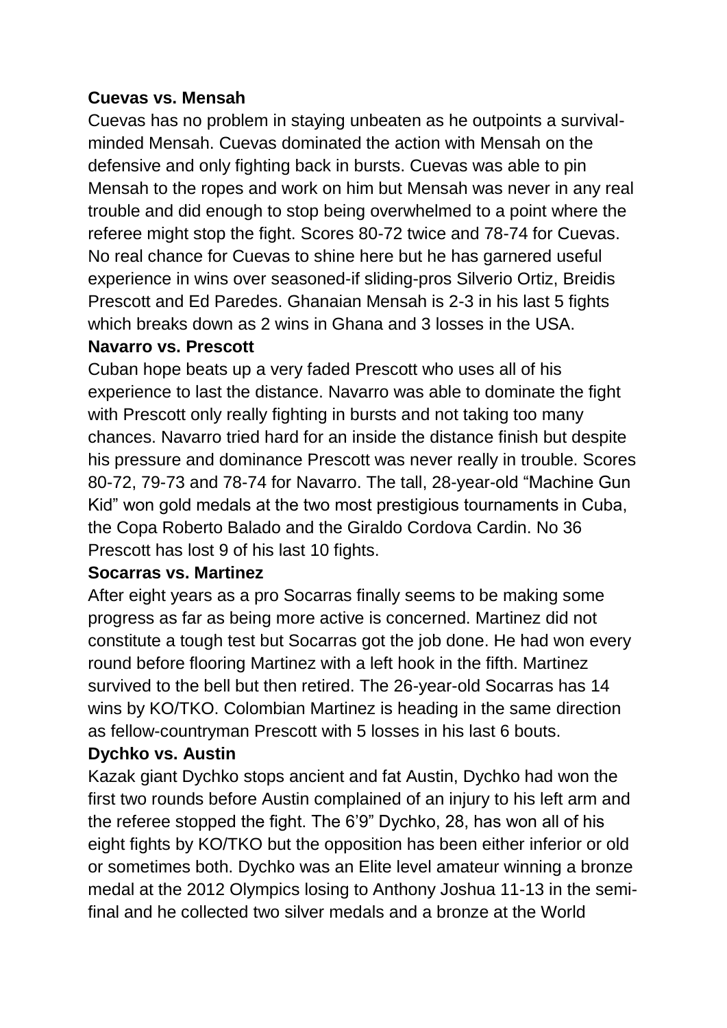**Cuevas vs. Mensah**

Cuevas has no problem in staying unbeaten as he outpoints a survival-minded Mensah. Cuevas dominated the action with Mensah on the defensive and only fighting back in bursts. Cuevas was able to pin Mensah to the ropes and work on him but Mensah was never in any real trouble and did enough to stop being overwhelmed to a point where the referee might stop the fight. Scores 80-72 twice and 78-74 for Cuevas. No real chance for Cuevas to shine here but he has garnered useful experience in wins over seasoned-if sliding-pros Silverio Ortiz, Breidis Prescott and Ed Paredes. Ghanaian Mensah is 2-3 in his last 5 fights which breaks down as 2 wins in Ghana and 3 losses in the USA.

**Navarro vs. Prescott**

Cuban hope beats up a very faded Prescott who uses all of his experience to last the distance. Navarro was able to dominate the fight with Prescott only really fighting in bursts and not taking too many chances. Navarro tried hard for an inside the distance finish but despite his pressure and dominance Prescott was never really in trouble. Scores 80-72, 79-73 and 78-74 for Navarro. The tall, 28-year-old "Machine Gun Kid" won gold medals at the two most prestigious tournaments in Cuba, the Copa Roberto Balado and the Giraldo Cordova Cardin. No 36 Prescott has lost 9 of his last 10 fights.

**Socarras vs. Martinez**

After eight years as a pro Socarras finally seems to be making some progress as far as being more active is concerned. Martinez did not constitute a tough test but Socarras got the job done. He had won every round before flooring Martinez with a left hook in the fifth. Martinez survived to the bell but then retired. The 26-year-old Socarras has 14 wins by KO/TKO. Colombian Martinez is heading in the same direction as fellow-countryman Prescott with 5 losses in his last 6 bouts.

**Dychko vs. Austin**

Kazak giant Dychko stops ancient and fat Austin, Dychko had won the first two rounds before Austin complained of an injury to his left arm and the referee stopped the fight. The 6'9" Dychko, 28, has won all of his eight fights by KO/TKO but the opposition has been either inferior or old or sometimes both. Dychko was an Elite level amateur winning a bronze medal at the 2012 Olympics losing to Anthony Joshua 11-13 in the semi-final and he collected two silver medals and a bronze at the World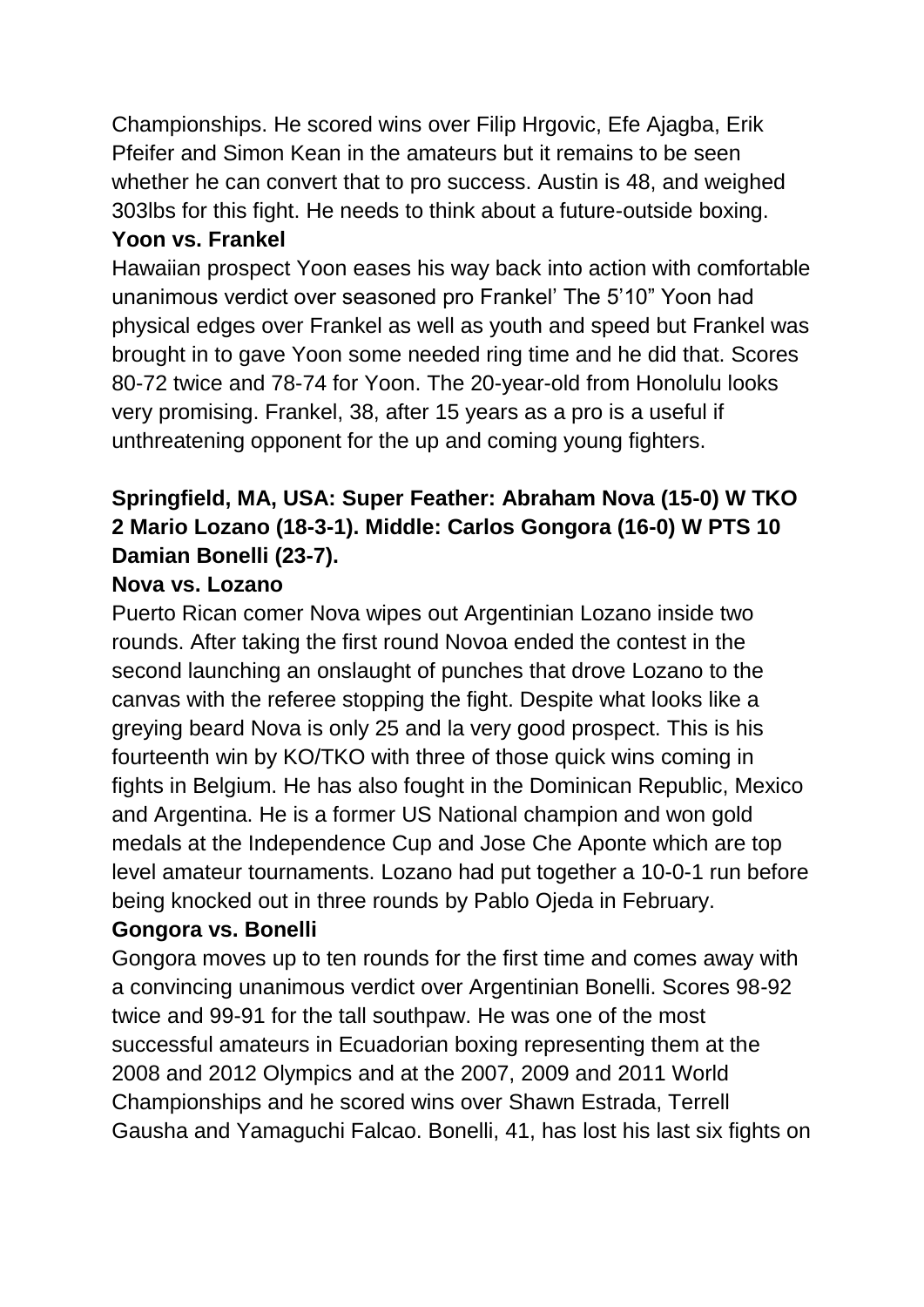Championships. He scored wins over Filip Hrgovic, Efe Ajagba, Erik Pfeifer and Simon Kean in the amateurs but it remains to be seen whether he can convert that to pro success. Austin is 48, and weighed 303lbs for this fight. He needs to think about a future-outside boxing.

**Yoon vs. Frankel**

Hawaiian prospect Yoon eases his way back into action with comfortable unanimous verdict over seasoned pro Frankel' The 5'10" Yoon had physical edges over Frankel as well as youth and speed but Frankel was brought in to gave Yoon some needed ring time and he did that. Scores 80-72 twice and 78-74 for Yoon. The 20-year-old from Honolulu looks very promising. Frankel, 38, after 15 years as a pro is a useful if unthreatening opponent for the up and coming young fighters.

**Springfield, MA, USA: Super Feather: Abraham Nova (15-0) W TKO 2 Mario Lozano (18-3-1). Middle: Carlos Gongora (16-0) W PTS 10 Damian Bonelli (23-7).**

**Nova vs. Lozano**

Puerto Rican comer Nova wipes out Argentinian Lozano inside two rounds. After taking the first round Novoa ended the contest in the second launching an onslaught of punches that drove Lozano to the canvas with the referee stopping the fight. Despite what looks like a greying beard Nova is only 25 and la very good prospect. This is his fourteenth win by KO/TKO with three of those quick wins coming in fights in Belgium. He has also fought in the Dominican Republic, Mexico and Argentina. He is a former US National champion and won gold medals at the Independence Cup and Jose Che Aponte which are top level amateur tournaments. Lozano had put together a 10-0-1 run before being knocked out in three rounds by Pablo Ojeda in February.

**Gongora vs. Bonelli**

Gongora moves up to ten rounds for the first time and comes away with a convincing unanimous verdict over Argentinian Bonelli. Scores 98-92 twice and 99-91 for the tall southpaw. He was one of the most successful amateurs in Ecuadorian boxing representing them at the 2008 and 2012 Olympics and at the 2007, 2009 and 2011 World Championships and he scored wins over Shawn Estrada, Terrell Gausha and Yamaguchi Falcao. Bonelli, 41, has lost his last six fights on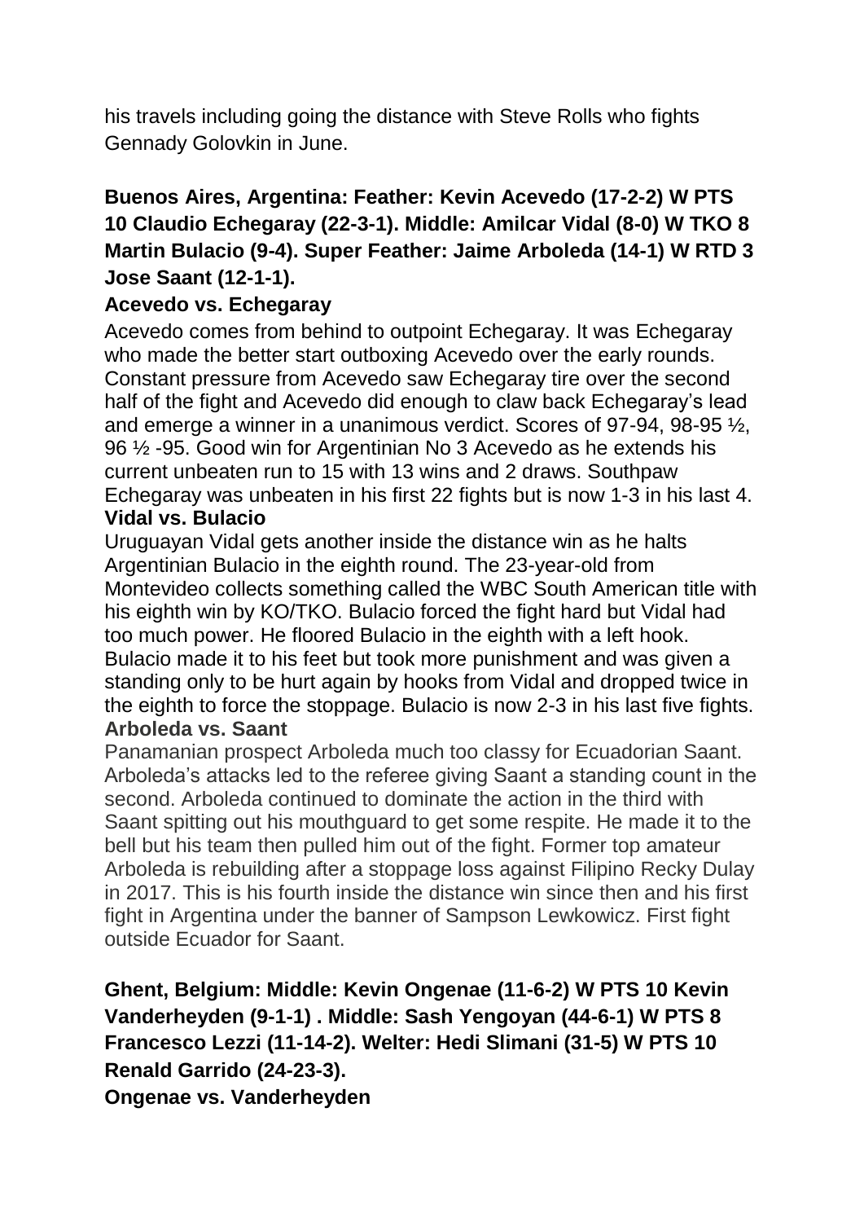his travels including going the distance with Steve Rolls who fights Gennady Golovkin in June.

**Buenos Aires, Argentina: Feather: Kevin Acevedo (17-2-2) W PTS 10 Claudio Echegaray (22-3-1). Middle: Amilcar Vidal (8-0) W TKO 8 Martin Bulacio (9-4). Super Feather: Jaime Arboleda (14-1) W RTD 3 Jose Saant (12-1-1).**

**Acevedo vs. Echegaray**

Acevedo comes from behind to outpoint Echegaray. It was Echegaray who made the better start outboxing Acevedo over the early rounds. Constant pressure from Acevedo saw Echegaray tire over the second half of the fight and Acevedo did enough to claw back Echegaray's lead and emerge a winner in a unanimous verdict. Scores of 97-94, 98-95 ½, 96 ½ -95. Good win for Argentinian No 3 Acevedo as he extends his current unbeaten run to 15 with 13 wins and 2 draws. Southpaw Echegaray was unbeaten in his first 22 fights but is now 1-3 in his last 4.

**Vidal vs. Bulacio**

Uruguayan Vidal gets another inside the distance win as he halts Argentinian Bulacio in the eighth round. The 23-year-old from Montevideo collects something called the WBC South American title with his eighth win by KO/TKO. Bulacio forced the fight hard but Vidal had too much power. He floored Bulacio in the eighth with a left hook. Bulacio made it to his feet but took more punishment and was given a standing only to be hurt again by hooks from Vidal and dropped twice in the eighth to force the stoppage. Bulacio is now 2-3 in his last five fights.

**Arboleda vs. Saant**

Panamanian prospect Arboleda much too classy for Ecuadorian Saant. Arboleda's attacks led to the referee giving Saant a standing count in the second. Arboleda continued to dominate the action in the third with Saant spitting out his mouthguard to get some respite. He made it to the bell but his team then pulled him out of the fight. Former top amateur Arboleda is rebuilding after a stoppage loss against Filipino Recky Dulay in 2017. This is his fourth inside the distance win since then and his first fight in Argentina under the banner of Sampson Lewkowicz. First fight outside Ecuador for Saant.

**Ghent, Belgium: Middle: Kevin Ongenae (11-6-2) W PTS 10 Kevin Vanderheyden (9-1-1) . Middle: Sash Yengoyan (44-6-1) W PTS 8 Francesco Lezzi (11-14-2). Welter: Hedi Slimani (31-5) W PTS 10 Renald Garrido (24-23-3).**

**Ongenae vs. Vanderheyden**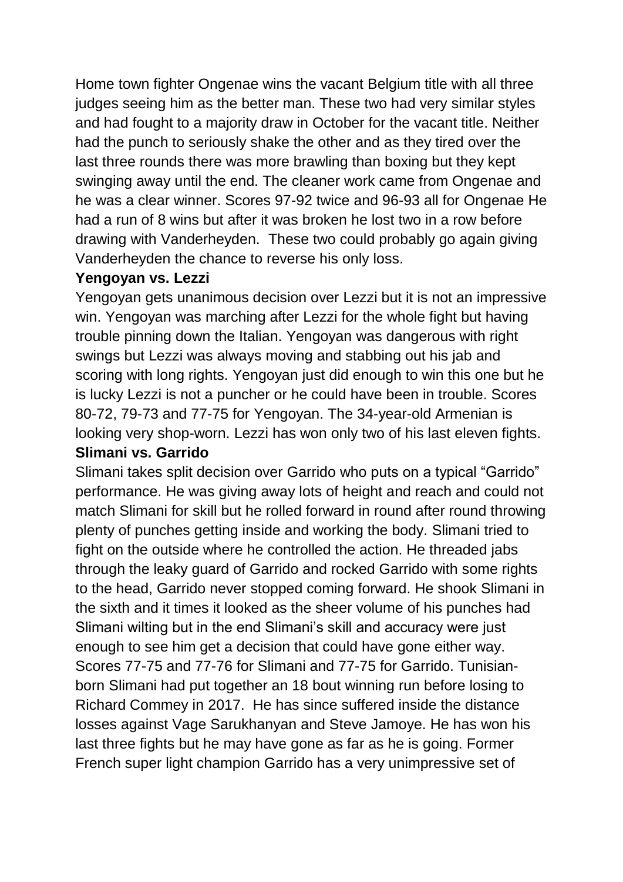Home town fighter Ongenae wins the vacant Belgium title with all three judges seeing him as the better man. These two had very similar styles and had fought to a majority draw in October for the vacant title. Neither had the punch to seriously shake the other and as they tired over the last three rounds there was more brawling than boxing but they kept swinging away until the end. The cleaner work came from Ongenae and he was a clear winner. Scores 97-92 twice and 96-93 all for Ongenae He had a run of 8 wins but after it was broken he lost two in a row before drawing with Vanderheyden. These two could probably go again giving Vanderheyden the chance to reverse his only loss.

**Yengoyan vs. Lezzi**

Yengoyan gets unanimous decision over Lezzi but it is not an impressive win. Yengoyan was marching after Lezzi for the whole fight but having trouble pinning down the Italian. Yengoyan was dangerous with right swings but Lezzi was always moving and stabbing out his jab and scoring with long rights. Yengoyan just did enough to win this one but he is lucky Lezzi is not a puncher or he could have been in trouble. Scores 80-72, 79-73 and 77-75 for Yengoyan. The 34-year-old Armenian is looking very shop-worn. Lezzi has won only two of his last eleven fights.

**Slimani vs. Garrido**

Slimani takes split decision over Garrido who puts on a typical "Garrido" performance. He was giving away lots of height and reach and could not match Slimani for skill but he rolled forward in round after round throwing plenty of punches getting inside and working the body. Slimani tried to fight on the outside where he controlled the action. He threaded jabs through the leaky guard of Garrido and rocked Garrido with some rights to the head, Garrido never stopped coming forward. He shook Slimani in the sixth and it times it looked as the sheer volume of his punches had Slimani wilting but in the end Slimani's skill and accuracy were just enough to see him get a decision that could have gone either way. Scores 77-75 and 77-76 for Slimani and 77-75 for Garrido. Tunisian-born Slimani had put together an 18 bout winning run before losing to Richard Commey in 2017. He has since suffered inside the distance losses against Vage Sarukhanyan and Steve Jamoye. He has won his last three fights but he may have gone as far as he is going. Former French super light champion Garrido has a very unimpressive set of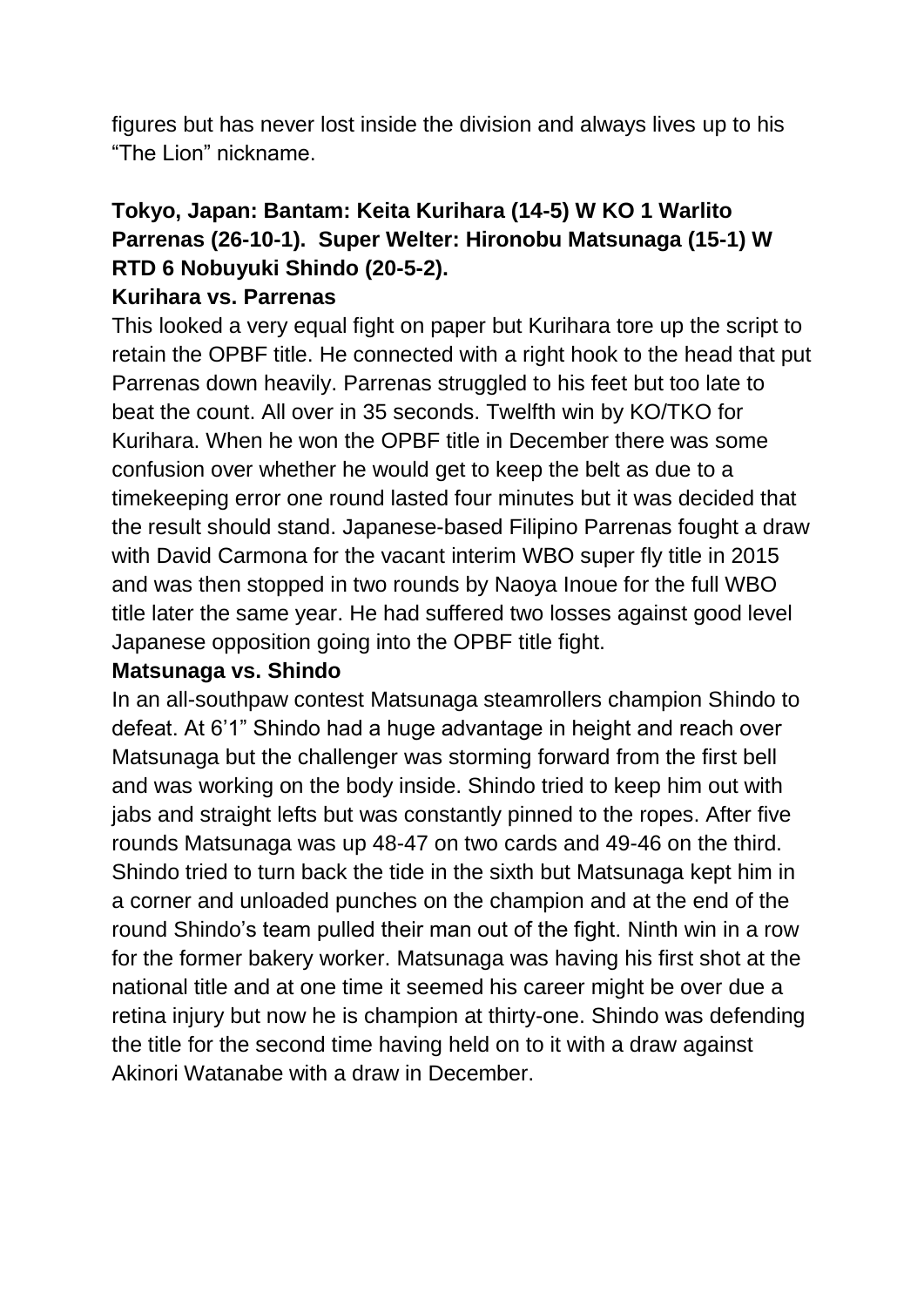figures but has never lost inside the division and always lives up to his "The Lion" nickname.

**Tokyo, Japan: Bantam: Keita Kurihara (14-5) W KO 1 Warlito Parrenas (26-10-1). Super Welter: Hironobu Matsunaga (15-1) W RTD 6 Nobuyuki Shindo (20-5-2).**

**Kurihara vs. Parrenas**

This looked a very equal fight on paper but Kurihara tore up the script to retain the OPBF title. He connected with a right hook to the head that put Parrenas down heavily. Parrenas struggled to his feet but too late to beat the count. All over in 35 seconds. Twelfth win by KO/TKO for Kurihara. When he won the OPBF title in December there was some confusion over whether he would get to keep the belt as due to a timekeeping error one round lasted four minutes but it was decided that the result should stand. Japanese-based Filipino Parrenas fought a draw with David Carmona for the vacant interim WBO super fly title in 2015 and was then stopped in two rounds by Naoya Inoue for the full WBO title later the same year. He had suffered two losses against good level Japanese opposition going into the OPBF title fight.

**Matsunaga vs. Shindo**

In an all-southpaw contest Matsunaga steamrollers champion Shindo to defeat. At 6'1" Shindo had a huge advantage in height and reach over Matsunaga but the challenger was storming forward from the first bell and was working on the body inside. Shindo tried to keep him out with jabs and straight lefts but was constantly pinned to the ropes. After five rounds Matsunaga was up 48-47 on two cards and 49-46 on the third. Shindo tried to turn back the tide in the sixth but Matsunaga kept him in a corner and unloaded punches on the champion and at the end of the round Shindo's team pulled their man out of the fight. Ninth win in a row for the former bakery worker. Matsunaga was having his first shot at the national title and at one time it seemed his career might be over due a retina injury but now he is champion at thirty-one. Shindo was defending the title for the second time having held on to it with a draw against Akinori Watanabe with a draw in December.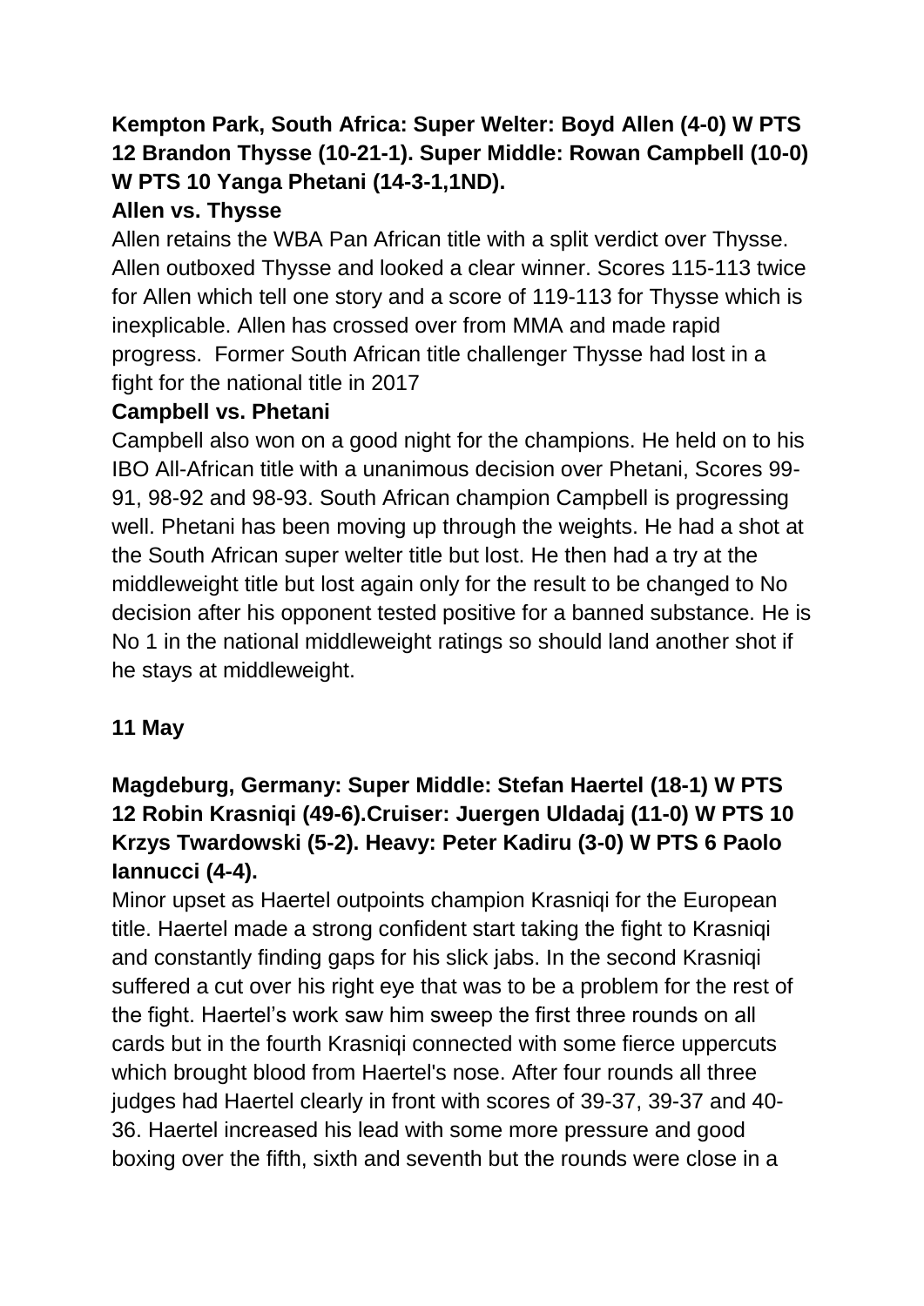**Kempton Park, South Africa: Super Welter: Boyd Allen (4-0) W PTS 12 Brandon Thysse (10-21-1). Super Middle: Rowan Campbell (10-0) W PTS 10 Yanga Phetani (14-3-1,1ND).**

**Allen vs. Thysse**

Allen retains the WBA Pan African title with a split verdict over Thysse. Allen outboxed Thysse and looked a clear winner. Scores 115-113 twice for Allen which tell one story and a score of 119-113 for Thysse which is inexplicable. Allen has crossed over from MMA and made rapid progress. Former South African title challenger Thysse had lost in a fight for the national title in 2017

**Campbell vs. Phetani**

Campbell also won on a good night for the champions. He held on to his IBO All-African title with a unanimous decision over Phetani, Scores 99-91, 98-92 and 98-93. South African champion Campbell is progressing well. Phetani has been moving up through the weights. He had a shot at the South African super welter title but lost. He then had a try at the middleweight title but lost again only for the result to be changed to No decision after his opponent tested positive for a banned substance. He is No 1 in the national middleweight ratings so should land another shot if he stays at middleweight.

**11 May**

**Magdeburg, Germany: Super Middle: Stefan Haertel (18-1) W PTS 12 Robin Krasniqi (49-6).Cruiser: Juergen Uldadaj (11-0) W PTS 10 Krzys Twardowski (5-2). Heavy: Peter Kadiru (3-0) W PTS 6 Paolo Iannucci (4-4).**

Minor upset as Haertel outpoints champion Krasniqi for the European title. Haertel made a strong confident start taking the fight to Krasniqi and constantly finding gaps for his slick jabs. In the second Krasniqi suffered a cut over his right eye that was to be a problem for the rest of the fight. Haertel's work saw him sweep the first three rounds on all cards but in the fourth Krasniqi connected with some fierce uppercuts which brought blood from Haertel's nose. After four rounds all three judges had Haertel clearly in front with scores of 39-37, 39-37 and 40-36. Haertel increased his lead with some more pressure and good boxing over the fifth, sixth and seventh but the rounds were close in a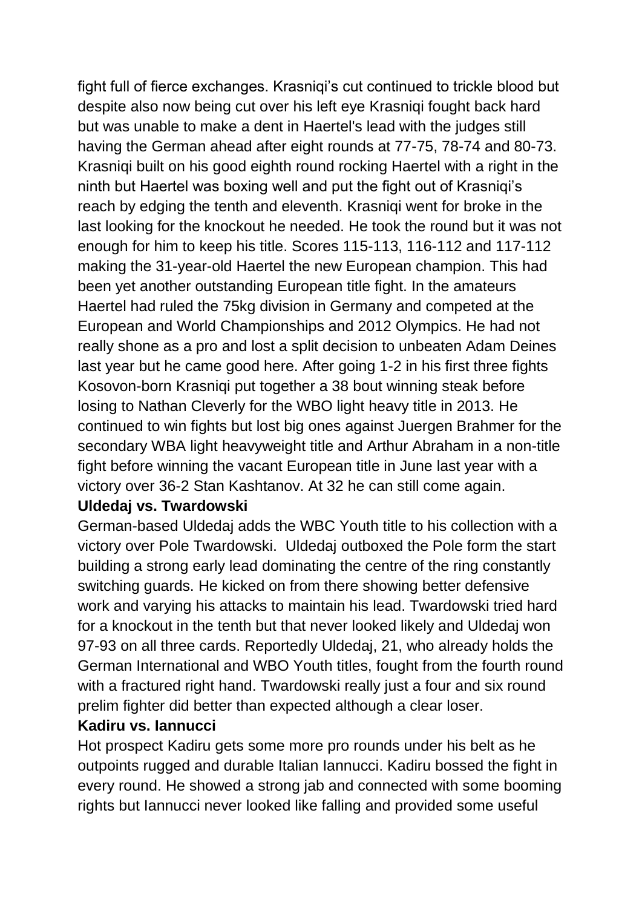fight full of fierce exchanges. Krasniqi's cut continued to trickle blood but despite also now being cut over his left eye Krasniqi fought back hard but was unable to make a dent in Haertel's lead with the judges still having the German ahead after eight rounds at 77-75, 78-74 and 80-73. Krasniqi built on his good eighth round rocking Haertel with a right in the ninth but Haertel was boxing well and put the fight out of Krasniqi's reach by edging the tenth and eleventh. Krasniqi went for broke in the last looking for the knockout he needed. He took the round but it was not enough for him to keep his title. Scores 115-113, 116-112 and 117-112 making the 31-year-old Haertel the new European champion. This had been yet another outstanding European title fight. In the amateurs Haertel had ruled the 75kg division in Germany and competed at the European and World Championships and 2012 Olympics. He had not really shone as a pro and lost a split decision to unbeaten Adam Deines last year but he came good here. After going 1-2 in his first three fights Kosovon-born Krasniqi put together a 38 bout winning steak before losing to Nathan Cleverly for the WBO light heavy title in 2013. He continued to win fights but lost big ones against Juergen Brahmer for the secondary WBA light heavyweight title and Arthur Abraham in a non-title fight before winning the vacant European title in June last year with a victory over 36-2 Stan Kashtanov. At 32 he can still come again.

**Uldedaj vs. Twardowski**

German-based Uldedaj adds the WBC Youth title to his collection with a victory over Pole Twardowski. Uldedaj outboxed the Pole form the start building a strong early lead dominating the centre of the ring constantly switching guards. He kicked on from there showing better defensive work and varying his attacks to maintain his lead. Twardowski tried hard for a knockout in the tenth but that never looked likely and Uldedaj won 97-93 on all three cards. Reportedly Uldedaj, 21, who already holds the German International and WBO Youth titles, fought from the fourth round with a fractured right hand. Twardowski really just a four and six round prelim fighter did better than expected although a clear loser.

**Kadiru vs. Iannucci**

Hot prospect Kadiru gets some more pro rounds under his belt as he outpoints rugged and durable Italian Iannucci. Kadiru bossed the fight in every round. He showed a strong jab and connected with some booming rights but Iannucci never looked like falling and provided some useful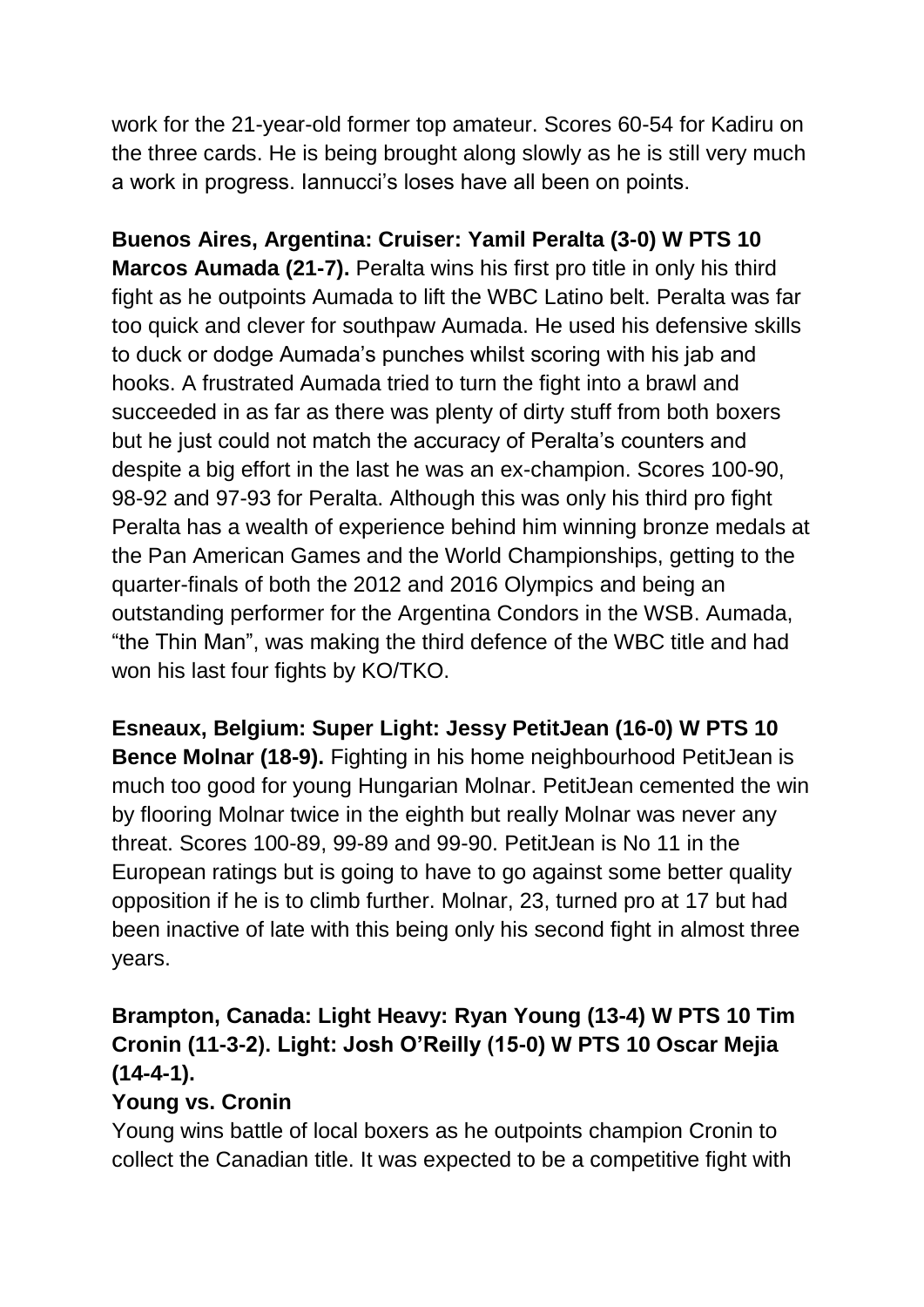work for the 21-year-old former top amateur. Scores 60-54 for Kadiru on the three cards. He is being brought along slowly as he is still very much a work in progress. Iannucci's loses have all been on points.

**Buenos Aires, Argentina: Cruiser: Yamil Peralta (3-0) W PTS 10 Marcos Aumada (21-7).** Peralta wins his first pro title in only his third fight as he outpoints Aumada to lift the WBC Latino belt. Peralta was far too quick and clever for southpaw Aumada. He used his defensive skills to duck or dodge Aumada's punches whilst scoring with his jab and hooks. A frustrated Aumada tried to turn the fight into a brawl and succeeded in as far as there was plenty of dirty stuff from both boxers but he just could not match the accuracy of Peralta's counters and despite a big effort in the last he was an ex-champion. Scores 100-90, 98-92 and 97-93 for Peralta. Although this was only his third pro fight Peralta has a wealth of experience behind him winning bronze medals at the Pan American Games and the World Championships, getting to the quarter-finals of both the 2012 and 2016 Olympics and being an outstanding performer for the Argentina Condors in the WSB. Aumada, "the Thin Man", was making the third defence of the WBC title and had won his last four fights by KO/TKO.

**Esneaux, Belgium: Super Light: Jessy PetitJean (16-0) W PTS 10 Bence Molnar (18-9).** Fighting in his home neighbourhood PetitJean is much too good for young Hungarian Molnar. PetitJean cemented the win by flooring Molnar twice in the eighth but really Molnar was never any threat. Scores 100-89, 99-89 and 99-90. PetitJean is No 11 in the European ratings but is going to have to go against some better quality opposition if he is to climb further. Molnar, 23, turned pro at 17 but had been inactive of late with this being only his second fight in almost three years.

**Brampton, Canada: Light Heavy: Ryan Young (13-4) W PTS 10 Tim Cronin (11-3-2). Light: Josh O'Reilly (15-0) W PTS 10 Oscar Mejia (14-4-1).**

**Young vs. Cronin**

Young wins battle of local boxers as he outpoints champion Cronin to collect the Canadian title. It was expected to be a competitive fight with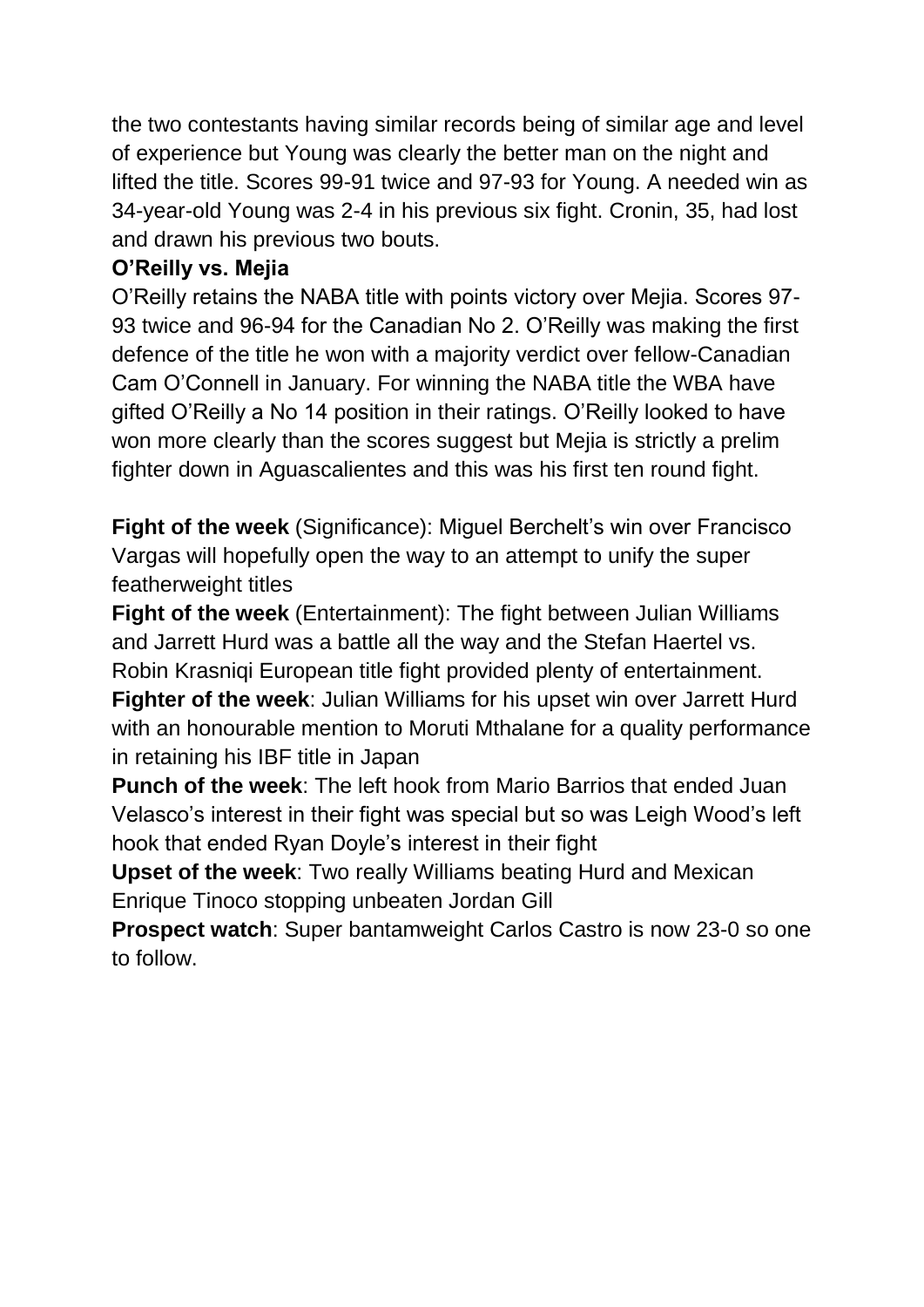the two contestants having similar records being of similar age and level of experience but Young was clearly the better man on the night and lifted the title. Scores 99-91 twice and 97-93 for Young. A needed win as 34-year-old Young was 2-4 in his previous six fight. Cronin, 35, had lost and drawn his previous two bouts.

**O'Reilly vs. Mejia**

O'Reilly retains the NABA title with points victory over Mejia. Scores 97-93 twice and 96-94 for the Canadian No 2. O'Reilly was making the first defence of the title he won with a majority verdict over fellow-Canadian Cam O'Connell in January. For winning the NABA title the WBA have gifted O'Reilly a No 14 position in their ratings. O'Reilly looked to have won more clearly than the scores suggest but Mejia is strictly a prelim fighter down in Aguascalientes and this was his first ten round fight.

**Fight of the week** (Significance): Miguel Berchelt's win over Francisco Vargas will hopefully open the way to an attempt to unify the super featherweight titles

**Fight of the week** (Entertainment): The fight between Julian Williams and Jarrett Hurd was a battle all the way and the Stefan Haertel vs. Robin Krasniqi European title fight provided plenty of entertainment.

**Fighter of the week**: Julian Williams for his upset win over Jarrett Hurd with an honourable mention to Moruti Mthalane for a quality performance in retaining his IBF title in Japan

**Punch of the week**: The left hook from Mario Barrios that ended Juan Velasco's interest in their fight was special but so was Leigh Wood's left hook that ended Ryan Doyle's interest in their fight

**Upset of the week**: Two really Williams beating Hurd and Mexican Enrique Tinoco stopping unbeaten Jordan Gill

**Prospect watch**: Super bantamweight Carlos Castro is now 23-0 so one to follow.